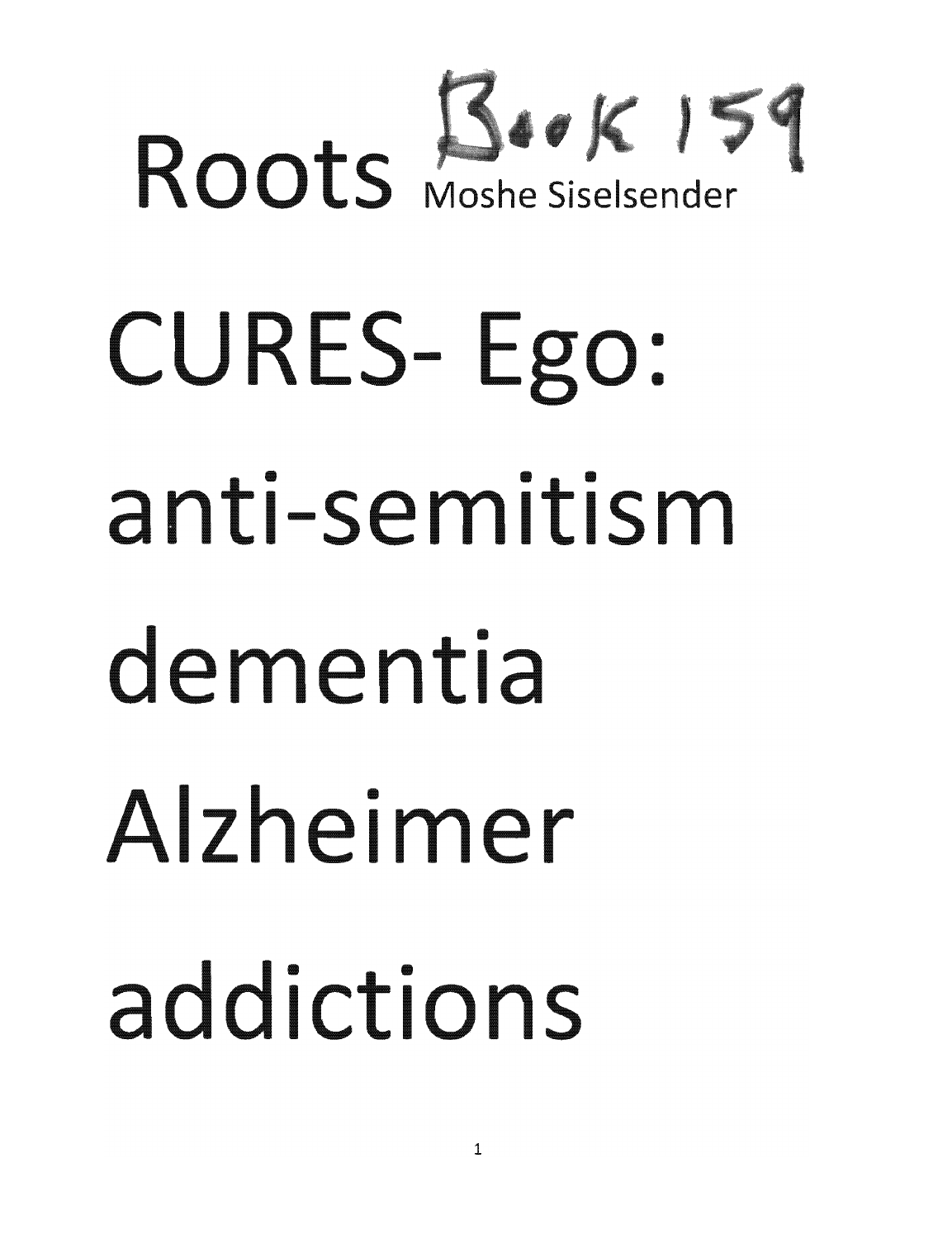# Roots Book 159

Moshe Siselsender

# CURES- Ego:

# anti-semitism

# dementia

# Alzheimer

# addictions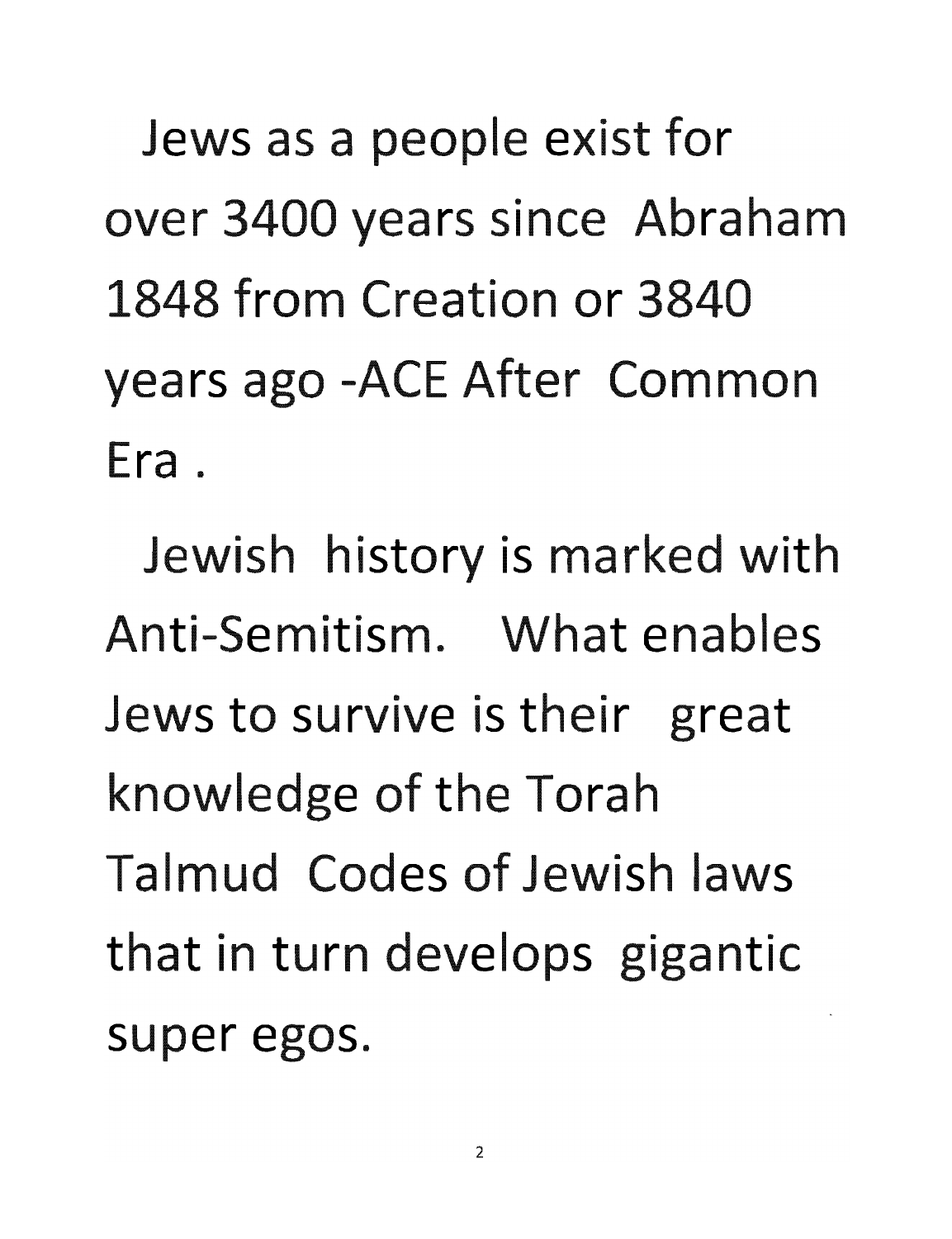Jews as a people exist for over 3400 years since Abraham 1848 from Creation or 3840 years ago -ACE After Common Era .

Jewish history is marked with Anti-Semitism. What enables Jews to survive is their great knowledge of the Torah Talmud Codes of Jewish laws that in turn develops gigantic super egos.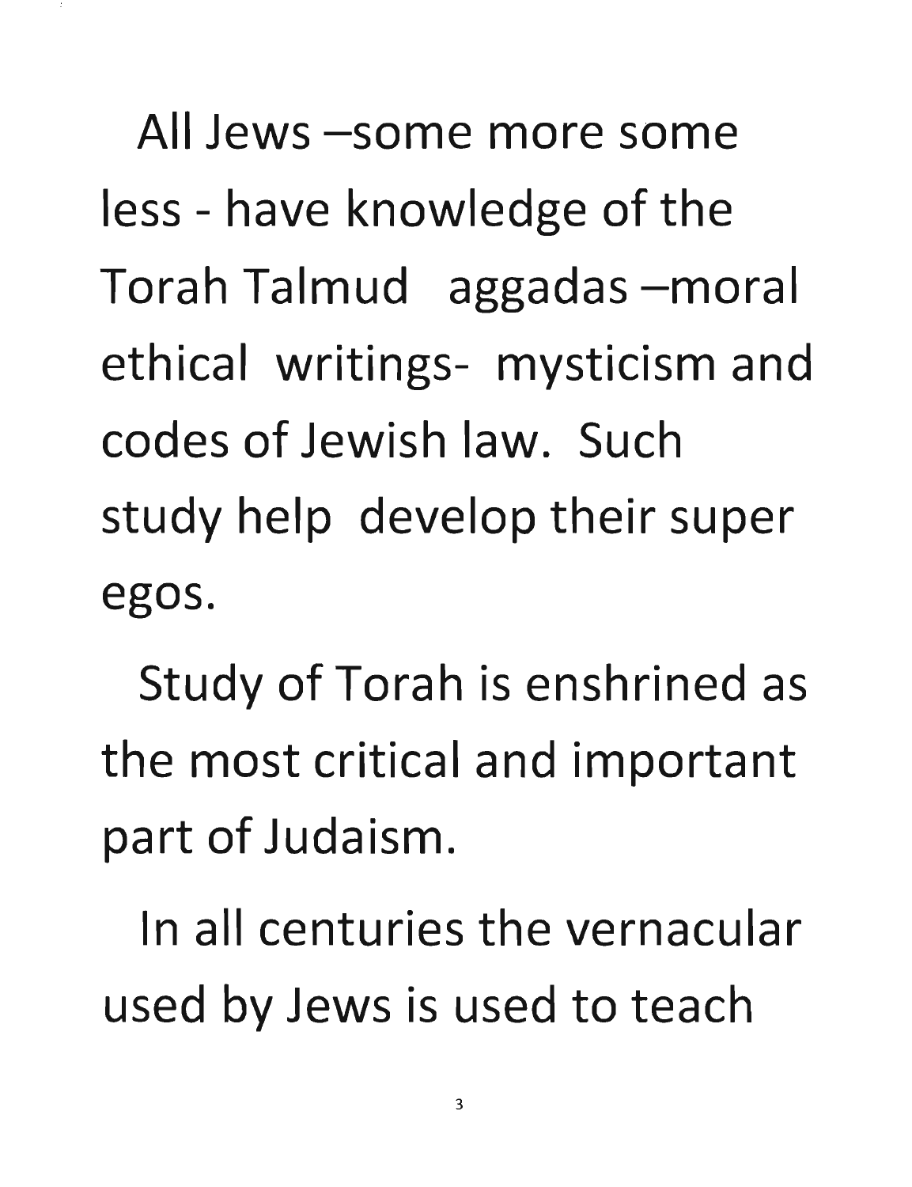All Jews –some more some less - have knowledge of the Torah Talmud aggadas –moral ethical writings- mysticism and codes of Jewish law. Such study help develop their super egos.

Study of Torah is enshrined as the most critical and important part of Judaism.

In all centuries the vernacular used by Jews is used to teach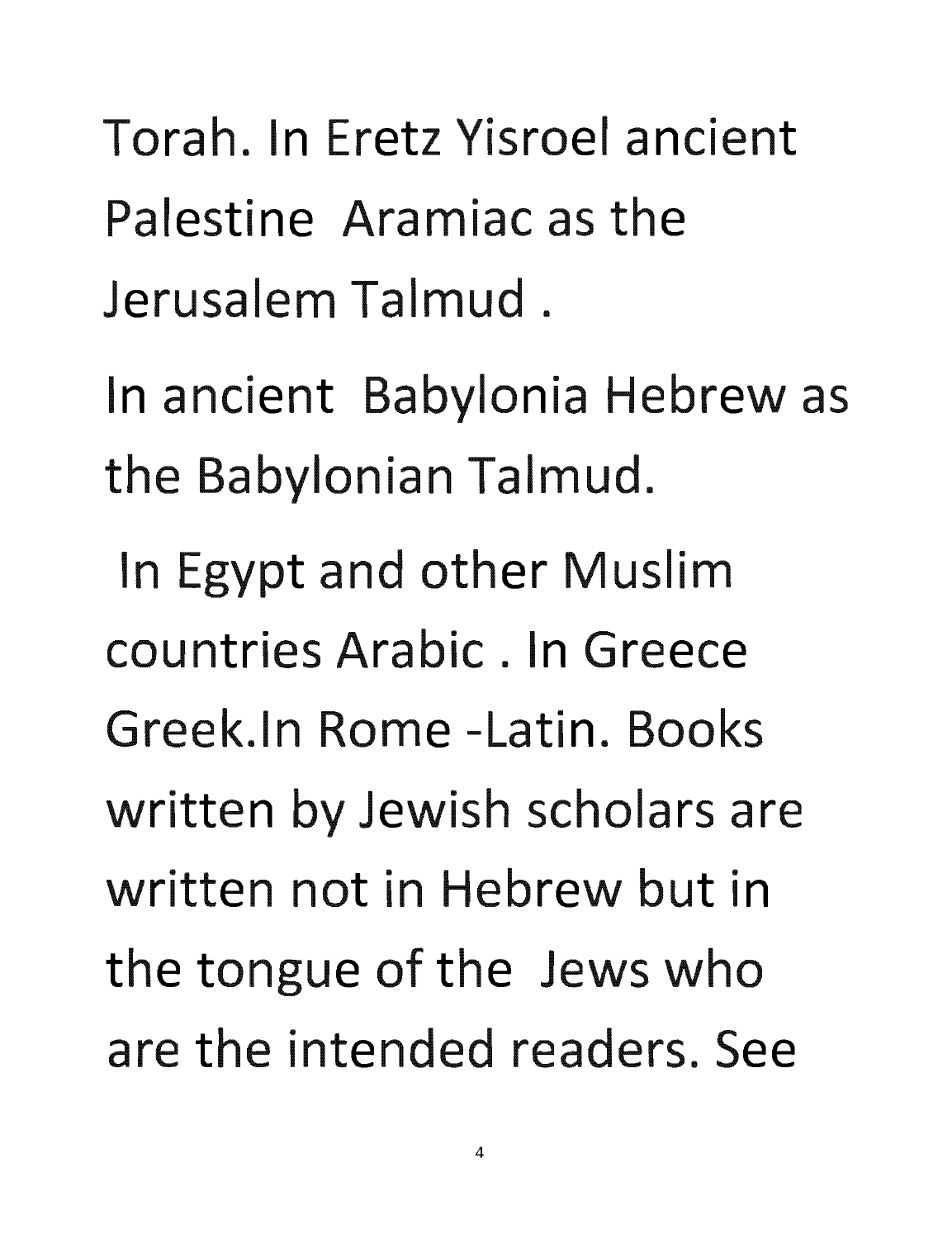Torah. In Eretz Yisroel ancient Palestine Aramiac as the Jerusalem Talmud .

In ancient Babylonia Hebrew as the Babylonian Talmud.

In Egypt and other Muslim countries Arabic . In Greece Greek.In Rome -Latin. Books written by Jewish scholars are written not in Hebrew but in the tongue of the Jews who are the intended readers. See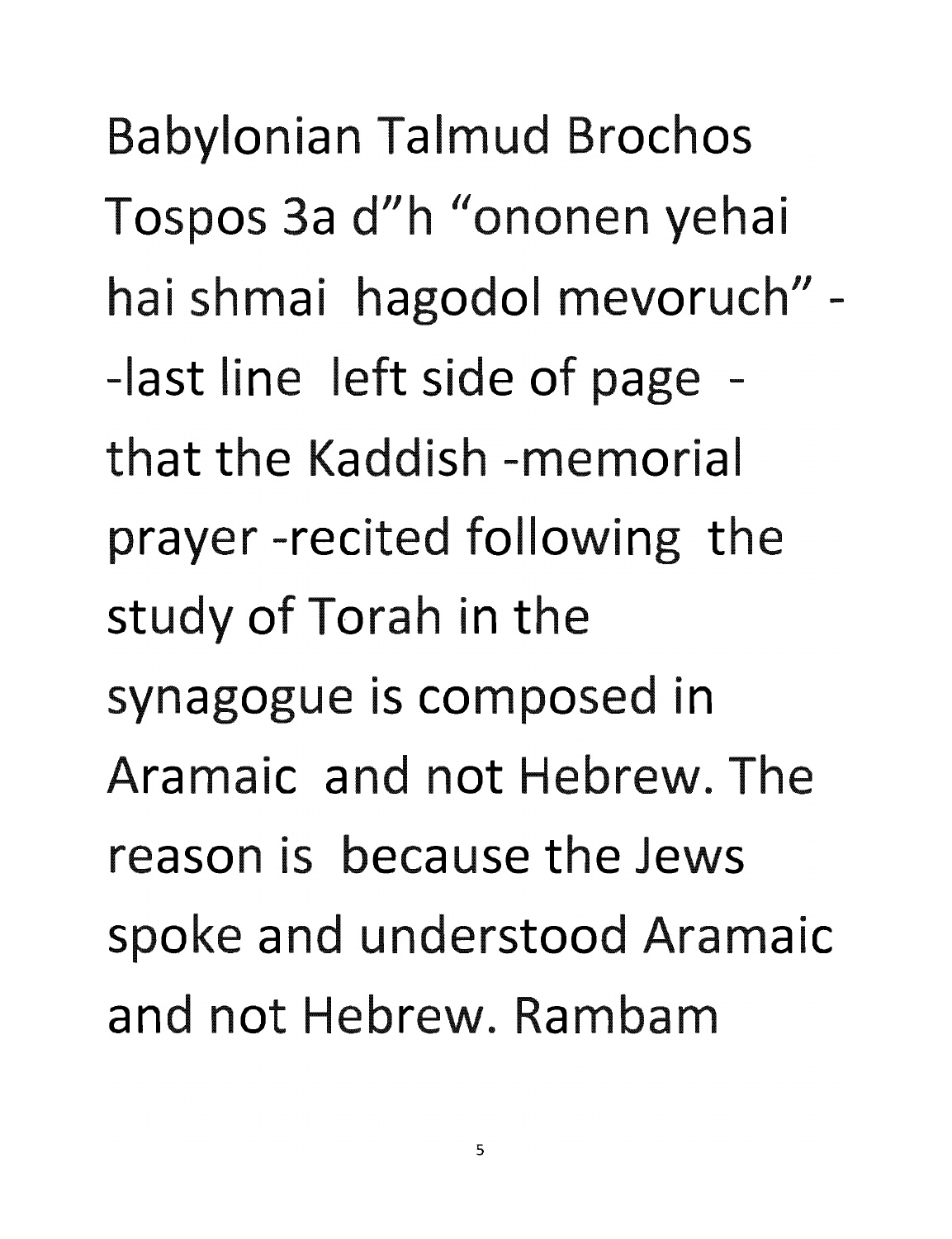Babylonian Talmud Brochos Tospos 3a d"h "ononen yehai hai shmai hagodol mevoruch" - -last line left side of page - that the Kaddish -memorial prayer -recited following the study of Torah in the synagogue is composed in Aramaic and not Hebrew. The reason is because the Jews spoke and understood Aramaic and not Hebrew. Rambam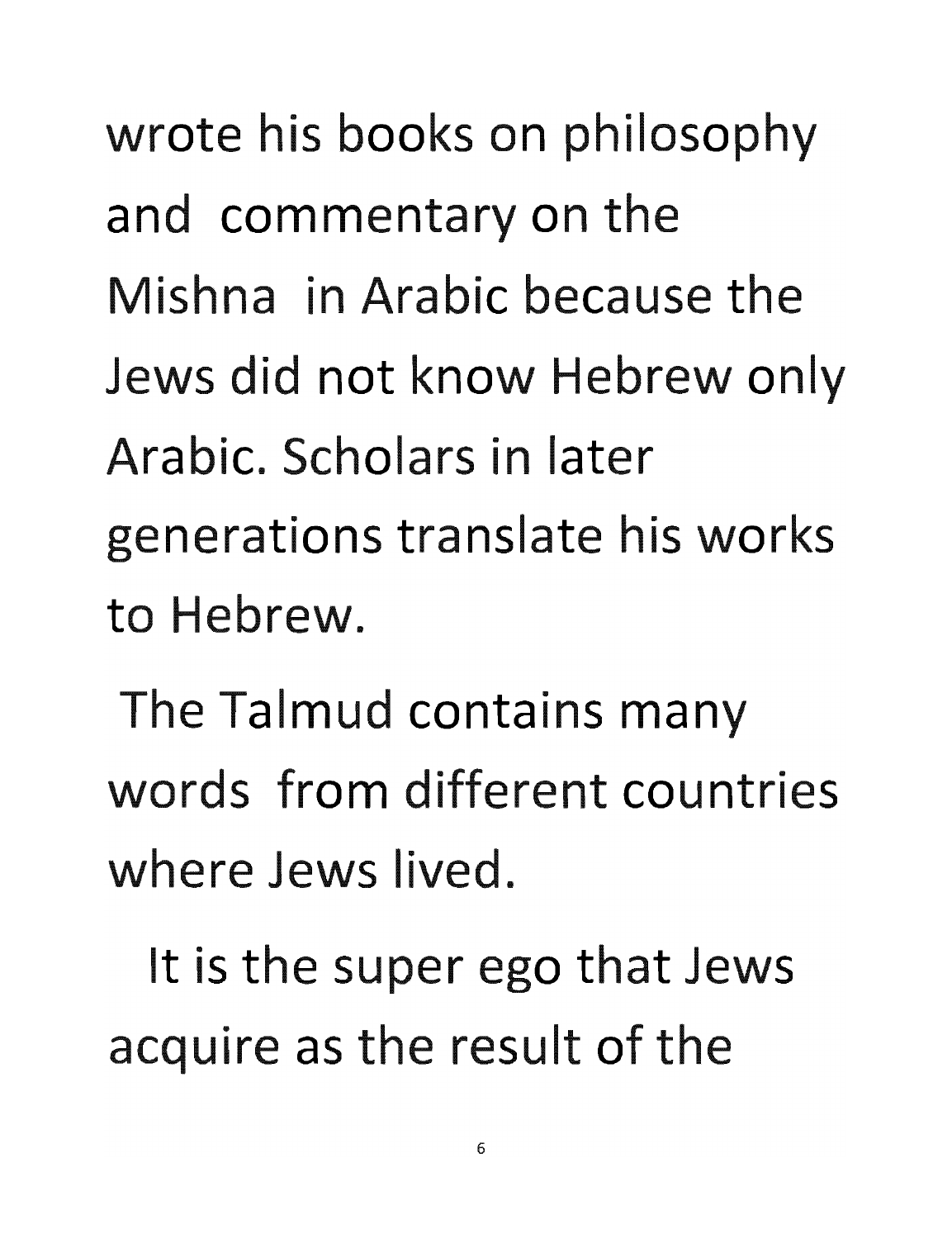wrote his books on philosophy and commentary on the Mishna in Arabic because the Jews did not know Hebrew only Arabic. Scholars in later generations translate his works to Hebrew.

The Talmud contains many words from different countries where Jews lived.

It is the super ego that Jews acquire as the result of the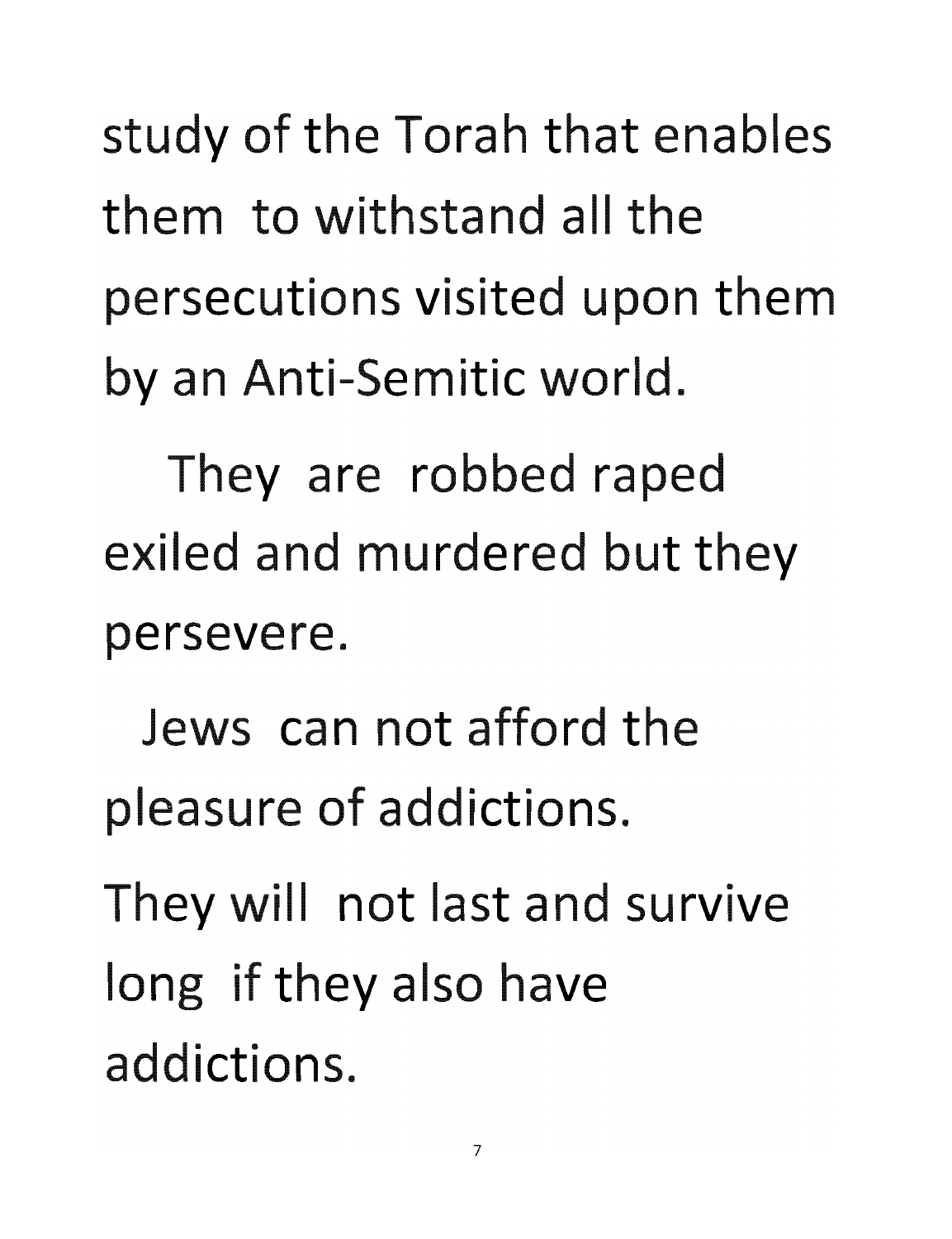study of the Torah that enables them to withstand all the persecutions visited upon them by an Anti-Semitic world.

They are robbed raped exiled and murdered but they persevere.

Jews can not afford the pleasure of addictions.

They will not last and survive long if they also have addictions.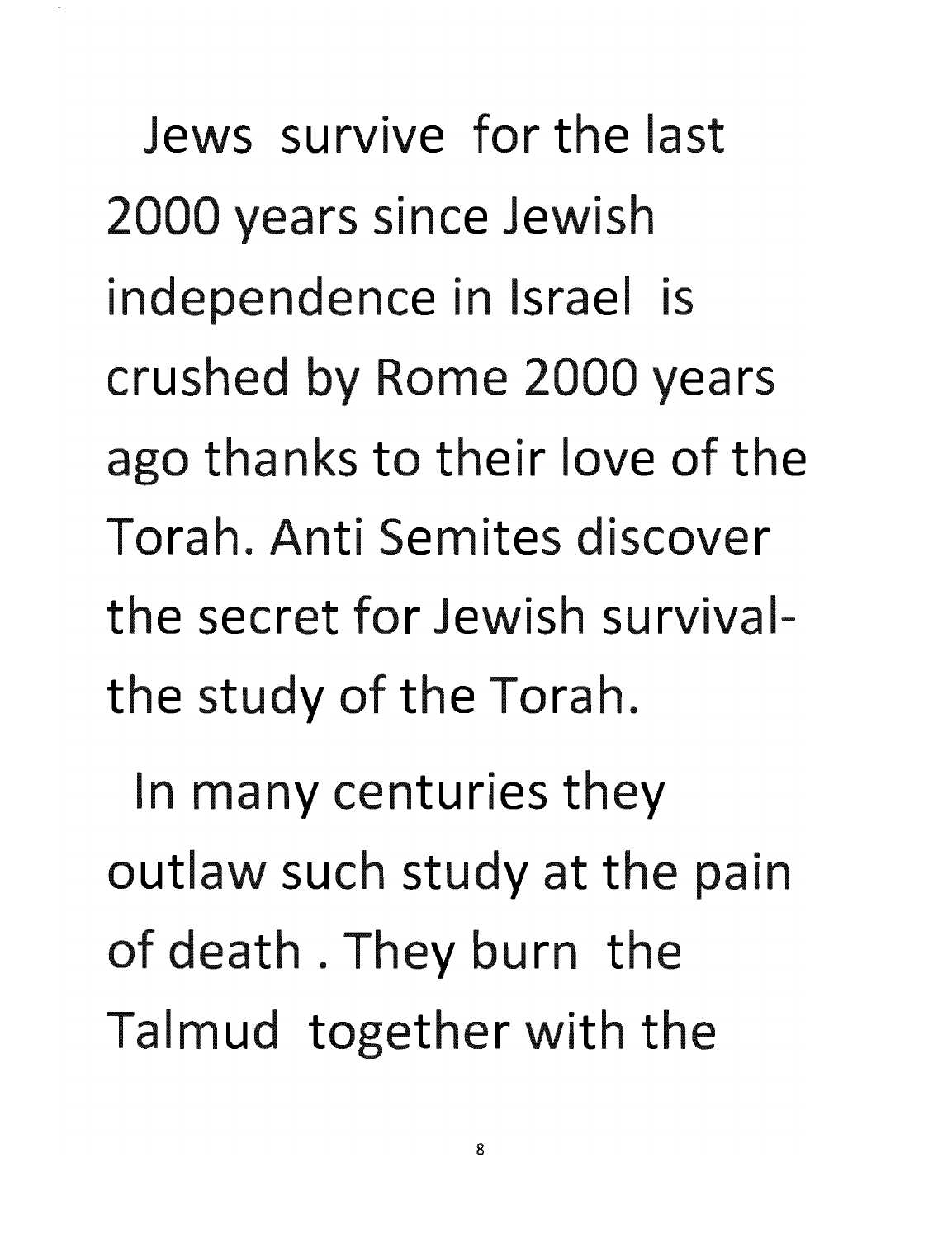Jews survive for the last 2000 years since Jewish independence in Israel is crushed by Rome 2000 years ago thanks to their love of the Torah. Anti Semites discover the secret for Jewish survival- the study of the Torah.

In many centuries they outlaw such study at the pain of death . They burn the Talmud together with the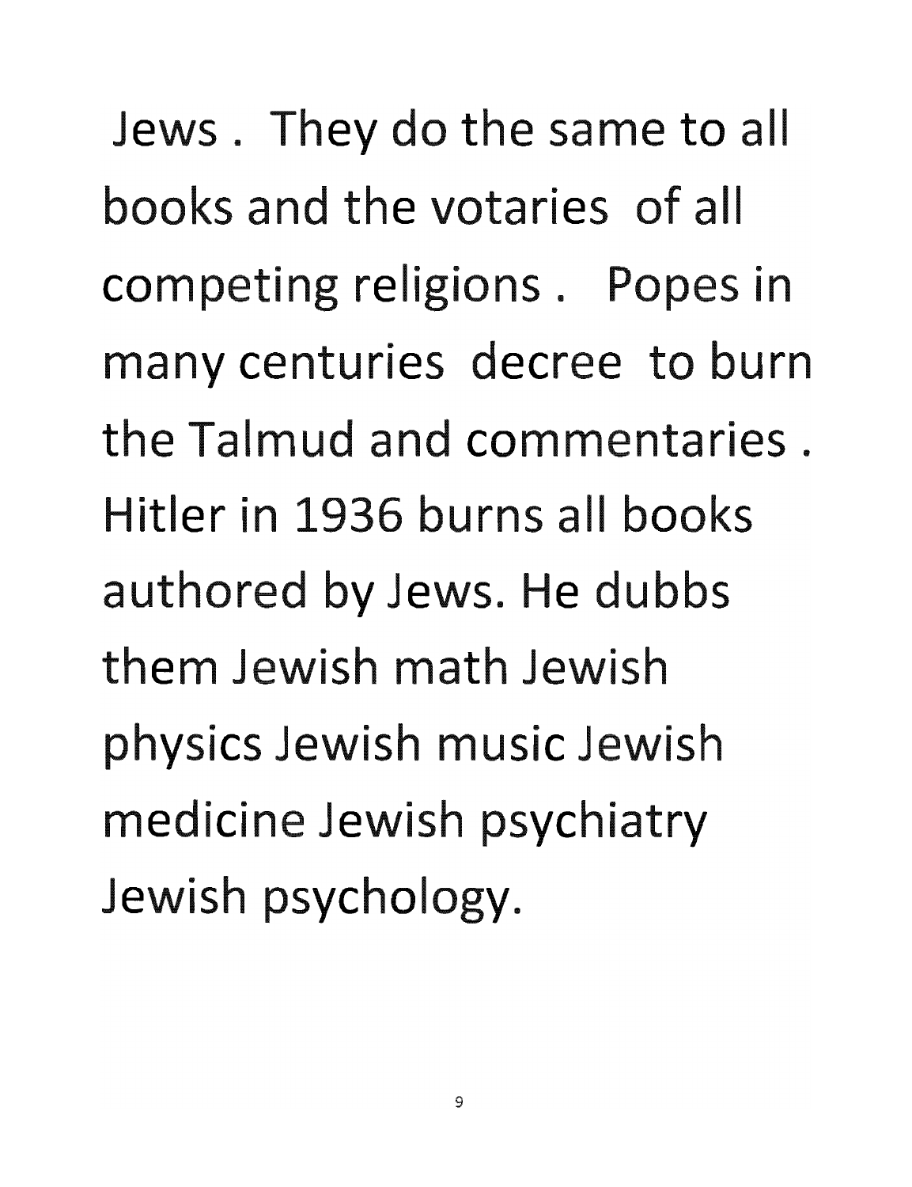Jews . They do the same to all books and the votaries of all competing religions . Popes in many centuries decree to burn the Talmud and commentaries . Hitler in 1936 burns all books authored by Jews. He dubbs them Jewish math Jewish physics Jewish music Jewish medicine Jewish psychiatry Jewish psychology.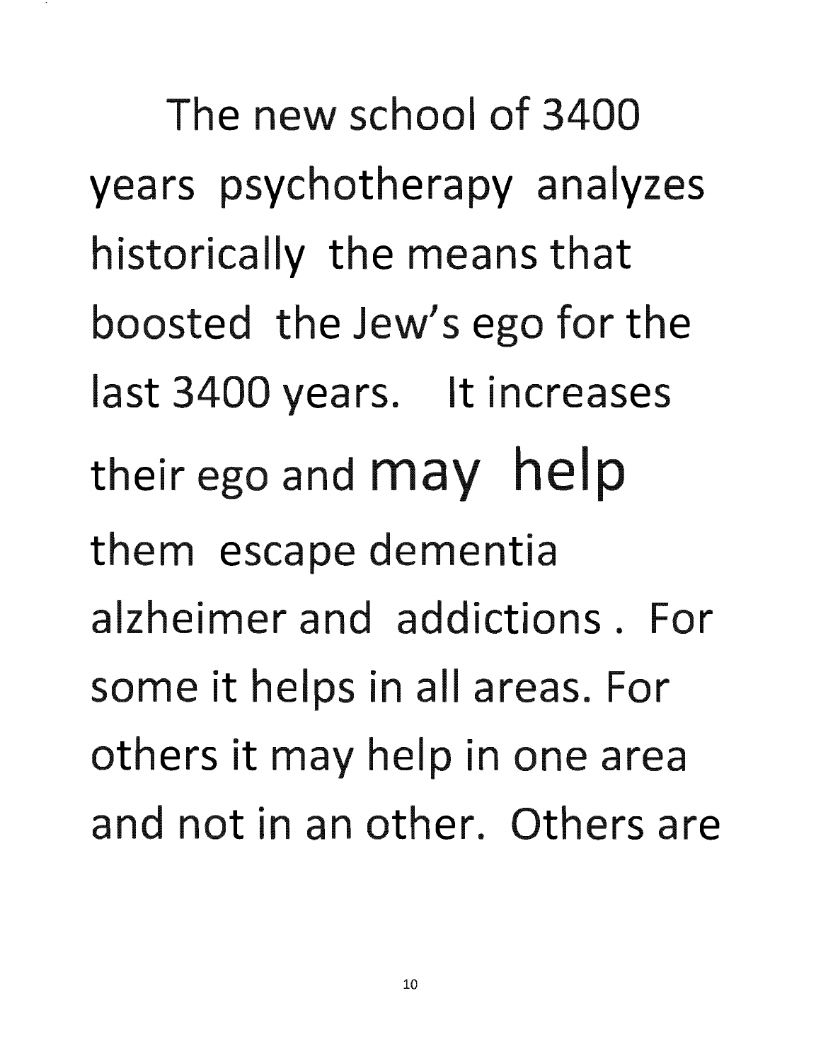The new school of 3400 years psychotherapy analyzes historically the means that boosted the Jew's ego for the last 3400 years. It increases their ego and may help them escape dementia alzheimer and addictions . For some it helps in all areas. For others it may help in one area and not in an other. Others are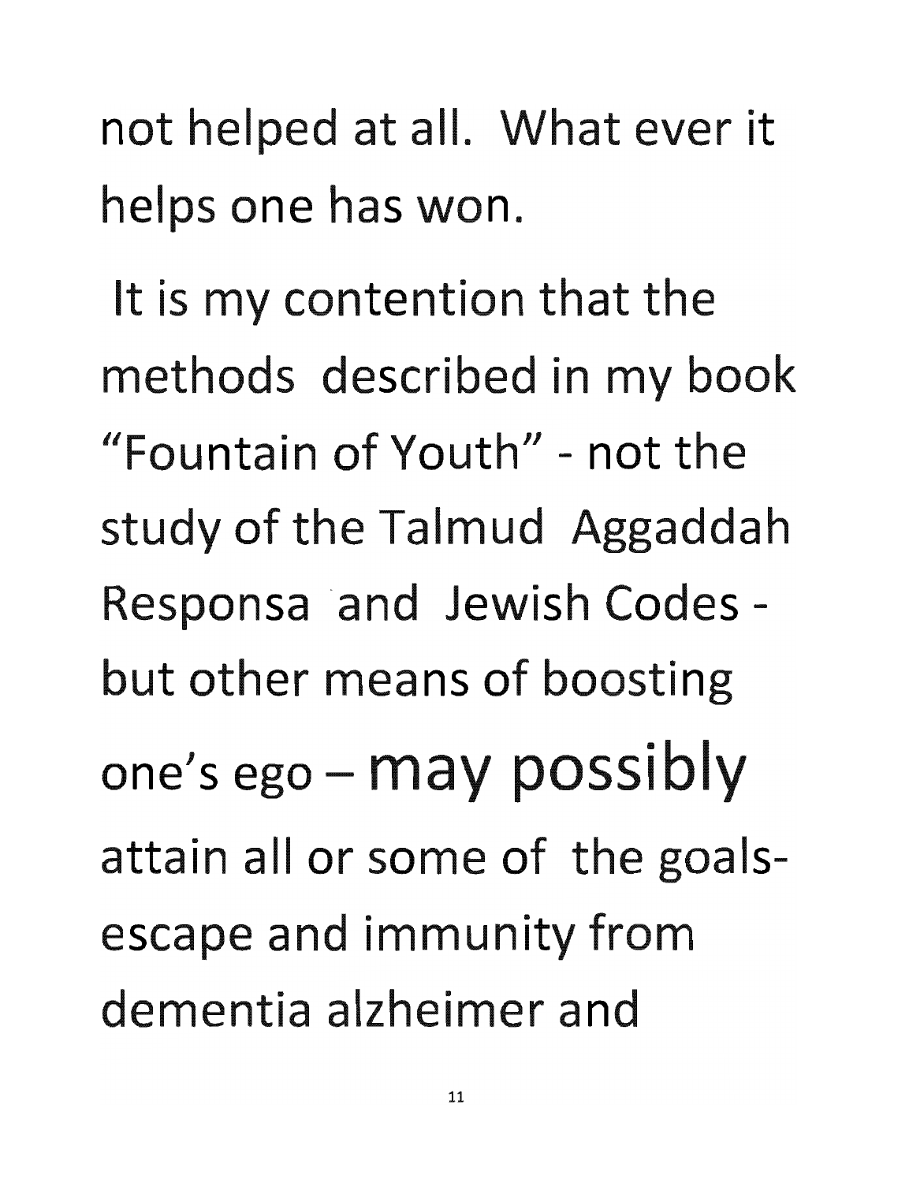not helped at all. What ever it helps one has won.

It is my contention that the methods described in my book "Fountain of Youth" - not the study of the Talmud Aggaddah Responsa and Jewish Codes - but other means of boosting one's ego – may possibly attain all or some of the goals- escape and immunity from dementia alzheimer and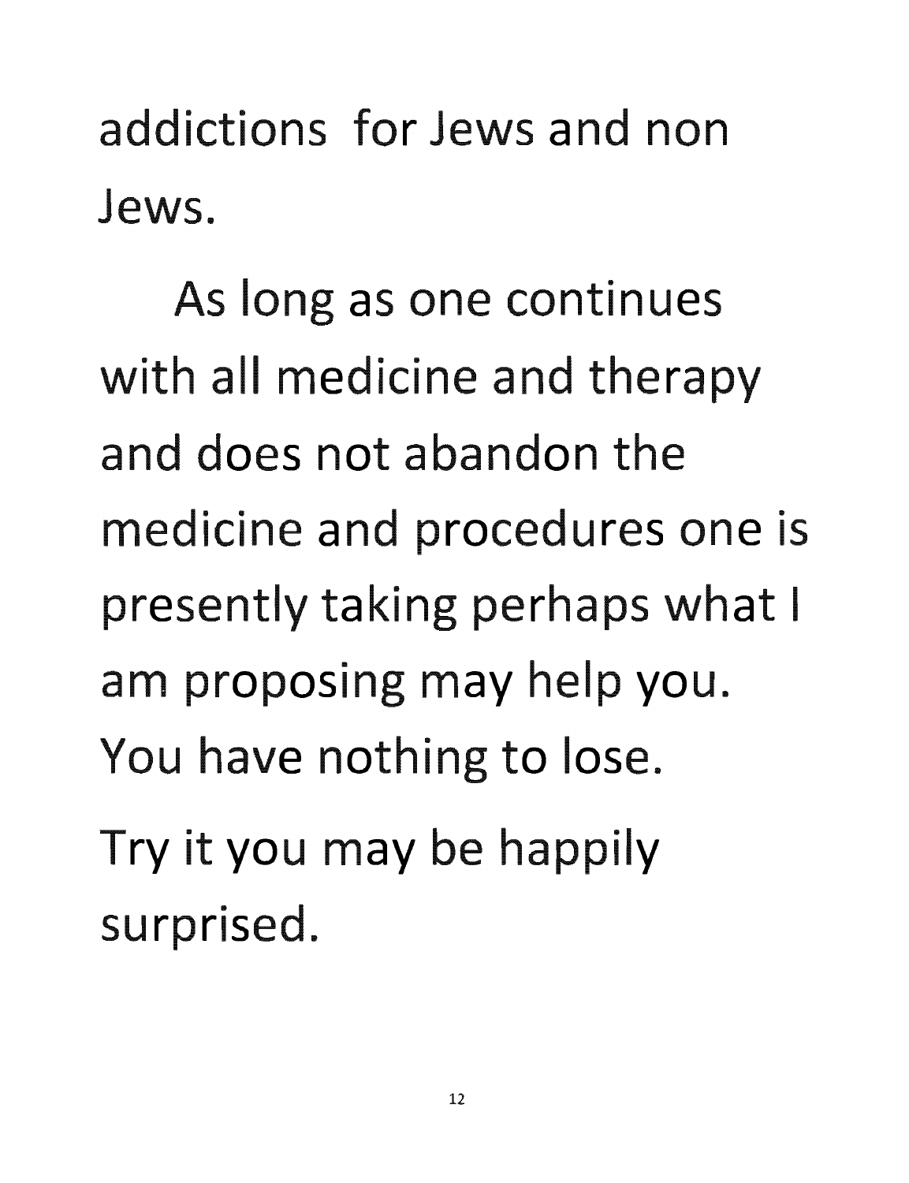addictions for Jews and non Jews.

As long as one continues with all medicine and therapy and does not abandon the medicine and procedures one is presently taking perhaps what I am proposing may help you. You have nothing to lose. Try it you may be happily surprised.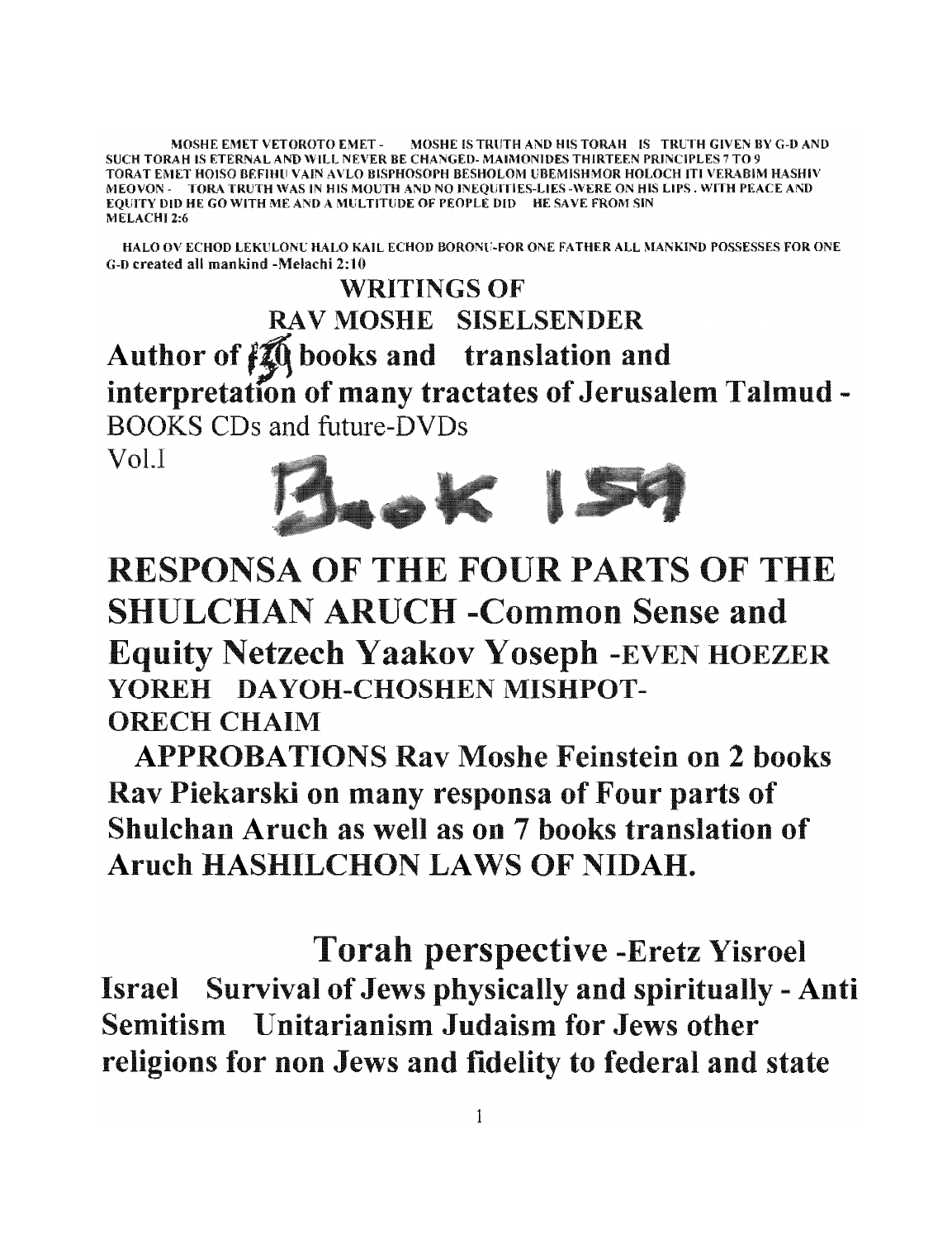MOSHE EMET VETOROTO EMET - MOSHE IS TRUTH AND HIS TORAH IS TRUTH GIVEN BY G-D AND SUCH TORAH IS ETERNAL AND WILL NEVER BE CHANGED- MAIMONIDES THIRTEEN PRINCIPLES 7 TO 9 TORAT EMET HOISO BEFIHU VAIN AVLO BISPHOSOPH BESHOLOM UBEMISHMOR HOLOCH ITI VERABIM HASHIV MEOVON - TORA TRUTH WAS IN HIS MOUTH AND NO INEQUITIES-LIES -WERE ON HIS LIPS . WITH PEACE AND EQUITY DID HE GO WITH ME AND A MULTITUDE OF PEOPLE DID HE SAVE FROM SIN MELACHI 2:6

HALO OV ECHOD LEKULONU HALO KAIL ECHOD BORONU-FOR ONE FATHER ALL MANKIND POSSESSES FOR ONE G-D created all mankind -Melachi 2:10

## WRITINGS OF
## RAV MOSHE SISELSENDER

# Author of 170 books and translation and interpretation of many tractates of Jerusalem Talmud -

BOOKS CDs and future-DVDs

Vol.I

# Book 159

# RESPONSA OF THE FOUR PARTS OF THE SHULCHAN ARUCH -Common Sense and Equity Netzech Yaakov Yoseph -EVEN HOEZER YOREH DAYOH-CHOSHEN MISHPOT-ORECH CHAIM

**APPROBATIONS Rav Moshe Feinstein on 2 books Rav Piekarski on many responsa of Four parts of Shulchan Aruch as well as on 7 books translation of Aruch HASHILCHON LAWS OF NIDAH.**

**Torah perspective -Eretz Yisroel Israel Survival of Jews physically and spiritually - Anti Semitism Unitarianism Judaism for Jews other religions for non Jews and fidelity to federal and state**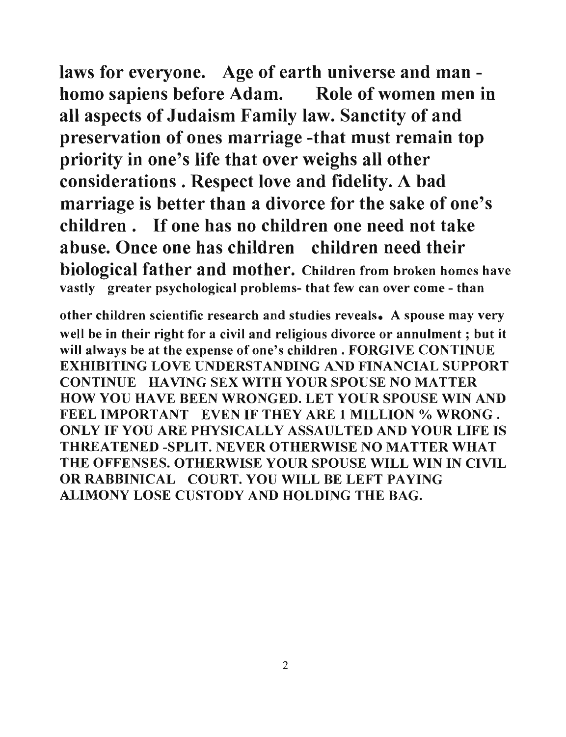**laws for everyone. Age of earth universe and man - homo sapiens before Adam. Role of women men in all aspects of Judaism Family law. Sanctity of and preservation of ones marriage -that must remain top priority in one's life that over weighs all other considerations . Respect love and fidelity. A bad marriage is better than a divorce for the sake of one's children . If one has no children one need not take abuse. Once one has children children need their biological father and mother.** **Children from broken homes have vastly greater psychological problems- that few can over come - than**

**other children scientific research and studies reveals. A spouse may very well be in their right for a civil and religious divorce or annulment ; but it will always be at the expense of one's children . FORGIVE CONTINUE EXHIBITING LOVE UNDERSTANDING AND FINANCIAL SUPPORT CONTINUE HAVING SEX WITH YOUR SPOUSE NO MATTER HOW YOU HAVE BEEN WRONGED. LET YOUR SPOUSE WIN AND FEEL IMPORTANT EVEN IF THEY ARE 1 MILLION % WRONG . ONLY IF YOU ARE PHYSICALLY ASSAULTED AND YOUR LIFE IS THREATENED -SPLIT. NEVER OTHERWISE NO MATTER WHAT THE OFFENSES. OTHERWISE YOUR SPOUSE WILL WIN IN CIVIL OR RABBINICAL COURT. YOU WILL BE LEFT PAYING ALIMONY LOSE CUSTODY AND HOLDING THE BAG.**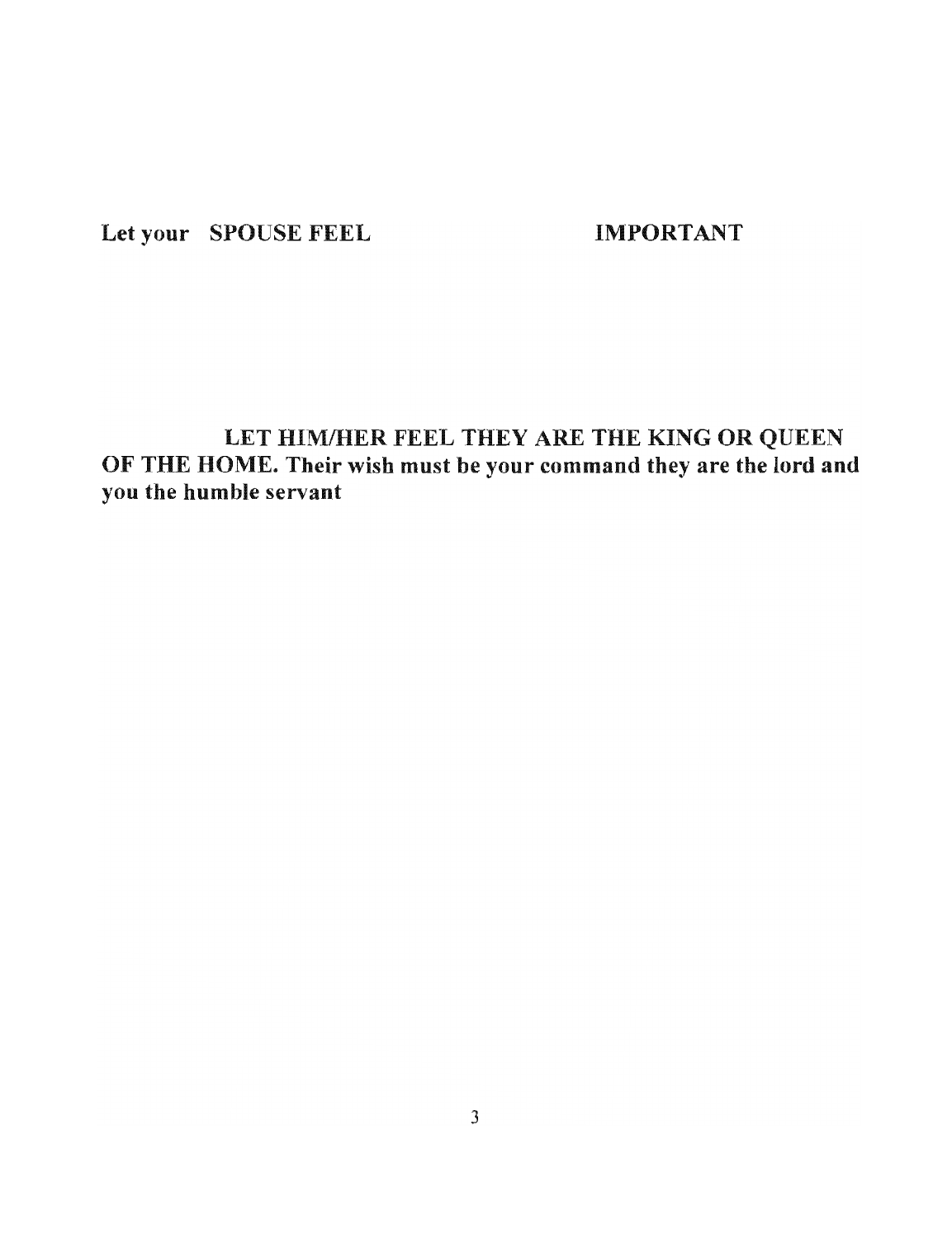**Let your SPOUSE FEEL IMPORTANT**

**LET HIM/HER FEEL THEY ARE THE KING OR QUEEN OF THE HOME. Their wish must be your command they are the lord and you the humble servant**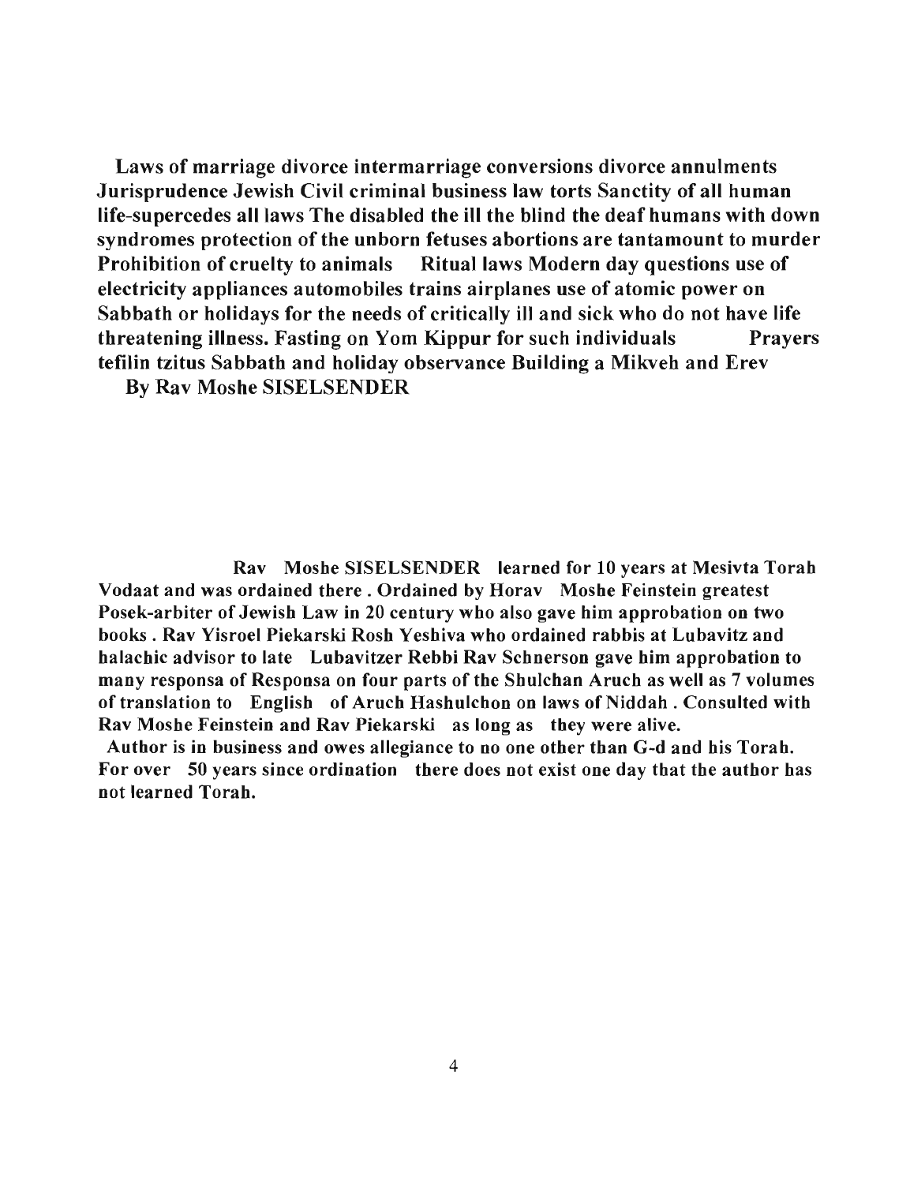**Laws of marriage divorce intermarriage conversions divorce annulments Jurisprudence Jewish Civil criminal business law torts Sanctity of all human life-supercedes all laws The disabled the ill the blind the deaf humans with down syndromes protection of the unborn fetuses abortions are tantamount to murder Prohibition of cruelty to animals Ritual laws Modern day questions use of electricity appliances automobiles trains airplanes use of atomic power on Sabbath or holidays for the needs of critically ill and sick who do not have life threatening illness. Fasting on Yom Kippur for such individuals Prayers tefilin tzitus Sabbath and holiday observance Building a Mikveh and Erev**

**By Rav Moshe SISELSENDER**

**Rav Moshe SISELSENDER learned for 10 years at Mesivta Torah Vodaat and was ordained there . Ordained by Horav Moshe Feinstein greatest Posek-arbiter of Jewish Law in 20 century who also gave him approbation on two books . Rav Yisroel Piekarski Rosh Yeshiva who ordained rabbis at Lubavitz and halachic advisor to late Lubavitzer Rebbi Rav Schnerson gave him approbation to many responsa of Responsa on four parts of the Shulchan Aruch as well as 7 volumes of translation to English of Aruch Hashulchon on laws of Niddah . Consulted with Rav Moshe Feinstein and Rav Piekarski as long as they were alive.**

**Author is in business and owes allegiance to no one other than G-d and his Torah. For over 50 years since ordination there does not exist one day that the author has not learned Torah.**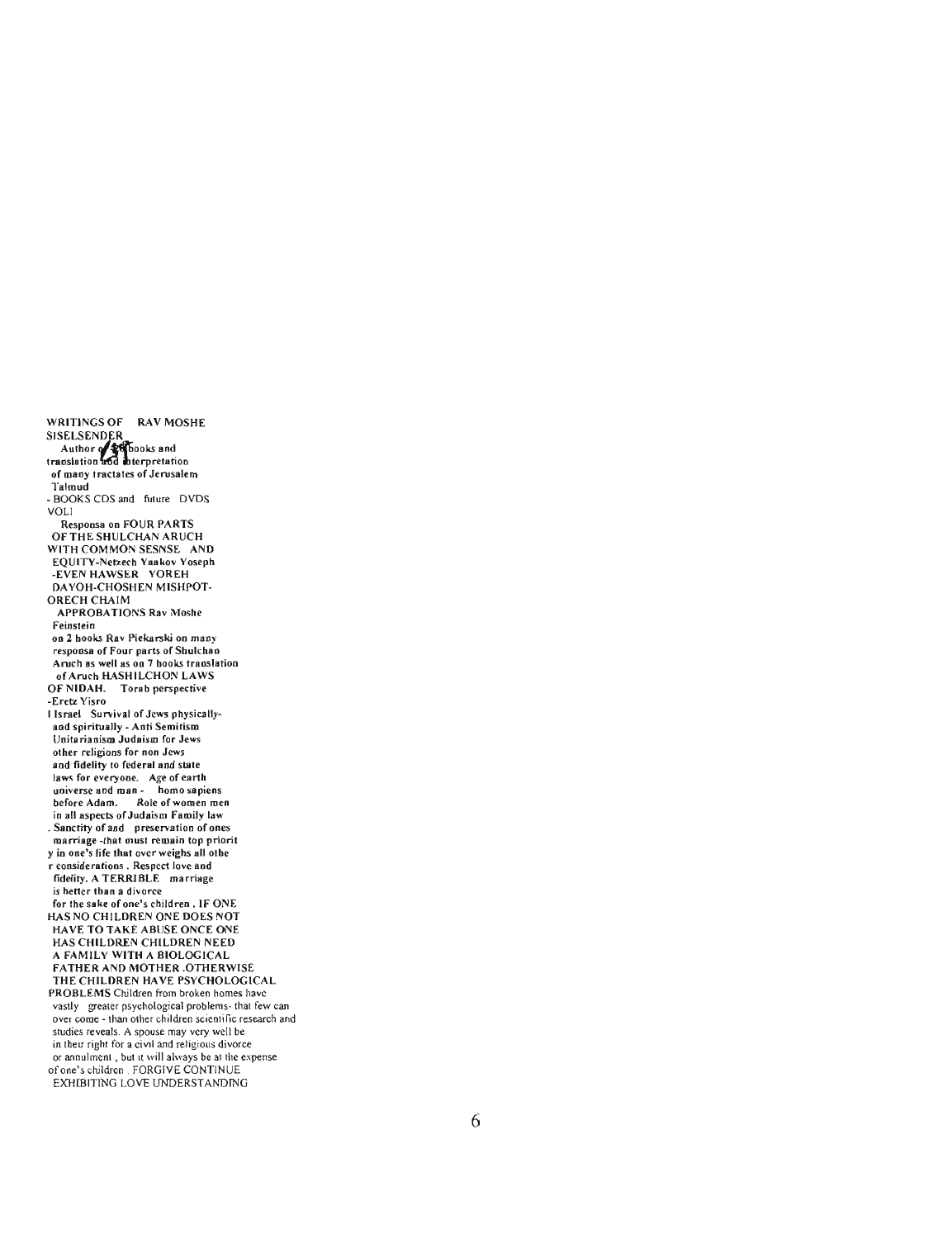WRITINGS OF RAV MOSHE SISELSENDER

Author of 29 books and translation and interpretation of many tractates of Jerusalem Talmud - BOOKS CDS and future DVDS VOLI

Responsa on FOUR PARTS OF THE SHULCHAN ARUCH WITH COMMON SESNSE AND EQUITY-Netzech Yaakov Yoseph -EVEN HAWSER YOREH DAYOH-CHOSHEN MISHPOT-ORECH CHAIM

APPROBATIONS Rav Moshe Feinstein on 2 books Rav Piekarski on many responsa of Four parts of Shulchan Aruch as well as on 7 books translation of Aruch HASHILCHON LAWS OF NIDAH. Torah perspective -Eretz Yisro

I Israel Survival of Jews physically- and spiritually - Anti Semitism Unitarianism Judaism for Jews other religions for non Jews and fidelity to federal and state laws for everyone. Age of earth universe and man - homo sapiens before Adam. Role of women men in all aspects of Judaism Family law . Sanctity of and preservation of ones marriage -that must remain top priority in one's life that over weighs all other considerations . Respect love and fidelity. A TERRIBLE marriage is better than a divorce for the sake of one's children . IF ONE HAS NO CHILDREN ONE DOES NOT HAVE TO TAKE ABUSE ONCE ONE HAS CHILDREN CHILDREN NEED A FAMILY WITH A BIOLOGICAL FATHER AND MOTHER .OTHERWISE THE CHILDREN HAVE PSYCHOLOGICAL PROBLEMS Children from broken homes have vastly greater psychological problems- that few can over come - than other children scientific research and studies reveals. A spouse may very well be in their right for a civil and religious divorce or annulment , but it will always be at the expense of one's children . FORGIVE CONTINUE EXHIBITING LOVE UNDERSTANDING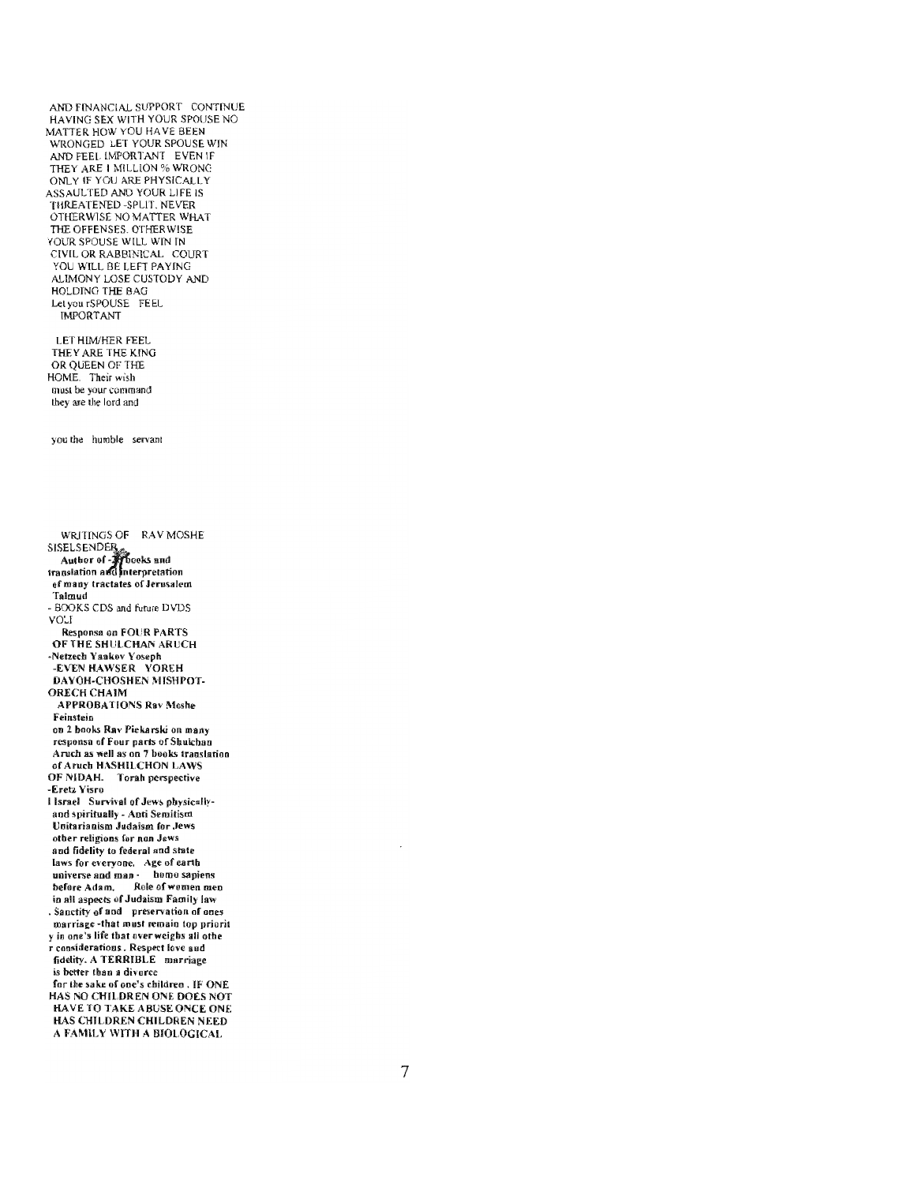AND FINANCIAL SUPPORT CONTINUE HAVING SEX WITH YOUR SPOUSE NO MATTER HOW YOU HAVE BEEN WRONGED LET YOUR SPOUSE WIN AND FEEL IMPORTANT EVEN IF THEY ARE 1 MILLION % WRONG ONLY IF YOU ARE PHYSICALLY ASSAULTED AND YOUR LIFE IS THREATENED -SPLIT. NEVER OTHERWISE NO MATTER WHAT THE OFFENSES. OTHERWISE YOUR SPOUSE WILL WIN IN CIVIL OR RABBINICAL COURT YOU WILL BE LEFT PAYING ALIMONY LOSE CUSTODY AND HOLDING THE BAG

Let you rSPOUSE FEEL IMPORTANT

LET HIM/HER FEEL THEY ARE THE KING OR QUEEN OF THE HOME. Their wish must be your command they are the lord and

you the humble servant

WRITINGS OF RAV MOSHE SISELSENDER

**Author of -?? books and translation and interpretation of many tractates of Jerusalem Talmud**

- BOOKS CDS and future DVDS

VOL I

**Responsa on FOUR PARTS OF THE SHULCHAN ARUCH -Netzech Yaakov Yoseph -EVEN HAWSER YOREH DAYOH-CHOSHEN MISHPOT-ORECH CHAIM**

**APPROBATIONS Rav Moshe Feinstein on 2 books Rav Piekarski on many responsa of Four parts of Shulchan Aruch as well as on 7 books translation of Aruch HASHILCHON LAWS OF NIDAH. Torah perspective -Eretz Yisro I Israel Survival of Jews physically- and spiritually - Anti Semitism Unitarianism Judaism for Jews other religions for non Jews and fidelity to federal and state laws for everyone. Age of earth universe and man - homo sapiens before Adam. Role of women men in all aspects of Judaism Family law . Sanctity of and preservation of ones marriage -that must remain top priority in one's life that overweighs all other considerations. Respect love and fidelity. A TERRIBLE marriage is better than a divorce for the sake of one's children . IF ONE HAS NO CHILDREN ONE DOES NOT HAVE TO TAKE ABUSE ONCE ONE HAS CHILDREN CHILDREN NEED A FAMILY WITH A BIOLOGICAL**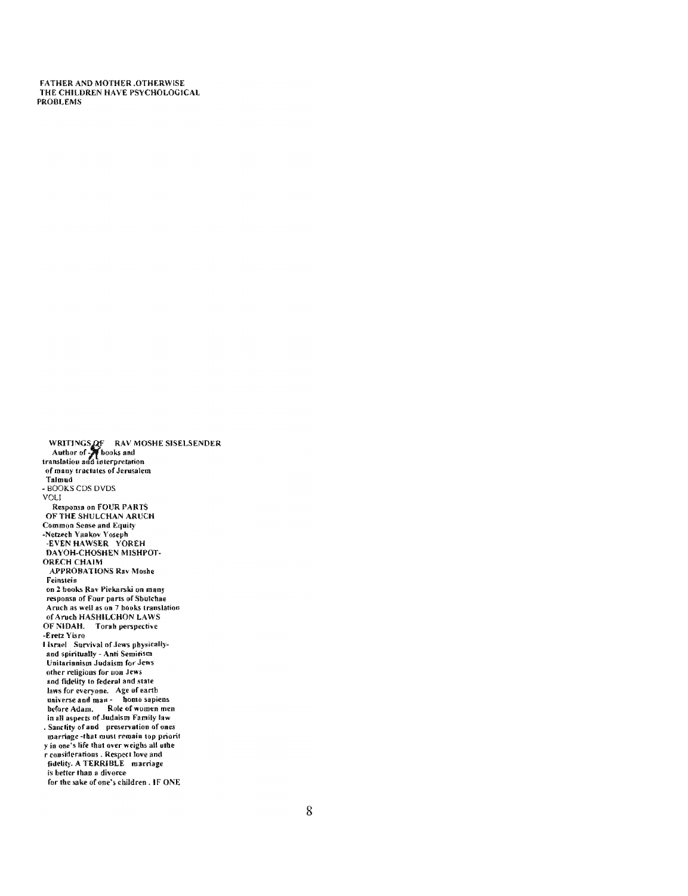FATHER AND MOTHER .OTHERWISE THE CHILDREN HAVE PSYCHOLOGICAL PROBLEMS

WRITINGS OF RAV MOSHE SISELSENDER
Author of -47 books and translation and interpretation of many tractates of Jerusalem Talmud
- BOOKS CDS DVDS
VOLI
Responsa on FOUR PARTS OF THE SHULCHAN ARUCH
Common Sense and Equity
-Netzech Yaakov Yoseph
-EVEN HAWSER YOREH DAYOH-CHOSHEN MISHPOT-ORECH CHAIM
APPROBATIONS Rav Moshe Feinstein on 2 books Rav Piekarski on many responsa of Four parts of Shulchan Aruch as well as on 7 books translation of Aruch HASHILCHON LAWS OF NIDAH. Torah perspective -Eretz Yisro l Israel Survival of Jews physically- and spiritually - Anti Semitism Unitarianism Judaism for Jews other religions for non Jews and fidelity to federal and state laws for everyone. Age of earth universe and man - homo sapiens before Adam. Role of women men in all aspects of Judaism Family law . Sanctity of and preservation of ones marriage -that must remain top priorit y in one's life that over weighs all othe r considerations . Respect love and fidelity. A TERRIBLE marriage is better than a divorce for the sake of one's children . IF ONE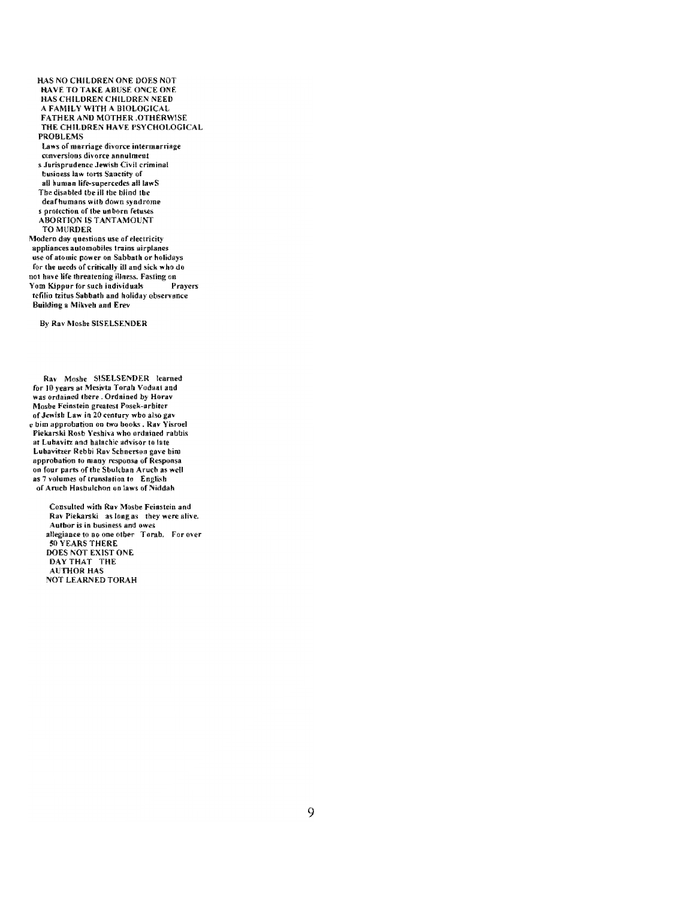HAS NO CHILDREN ONE DOES NOT HAVE TO TAKE ABUSE ONCE ONE HAS CHILDREN CHILDREN NEED A FAMILY WITH A BIOLOGICAL FATHER AND MOTHER .OTHERWISE THE CHILDREN HAVE PSYCHOLOGICAL PROBLEMS

Laws of marriage divorce intermarriage conversions divorce annulment s Jurisprudence Jewish Civil criminal business law torts Sanctity of all human life-supercedes all lawS

The disabled the ill the blind the deaf humans with down syndrome s protection of the unborn fetuses

ABORTION IS TANTAMOUNT TO MURDER

Modern day questions use of electricity appliances automobiles trains airplanes use of atomic power on Sabbath or holidays for the needs of critically ill and sick who do not have life threatening illness. Fasting on Yom Kippur for such individuals Prayers tefilin tzitus Sabbath and holiday observance Building a Mikveh and Erev

By Rav Moshe SISELSENDER

Rav Moshe SISELSENDER learned for 10 years at Mesivta Torah Vodaat and was ordained there . Ordained by Horav Moshe Feinstein greatest Posek-arbiter of Jewish Law in 20 century who also gav e him approbation on two books . Rav Yisroel Piekarski Rosh Yeshiva who ordained rabbis at Lubavitz and halachic advisor to late Lubavitzer Rebbi Rav Schnerson gave him approbation to many responsa of Responsa on four parts of the Shulchan Aruch as well as 7 volumes of translation to English of Aruch Hashulchon on laws of Niddah

Consulted with Rav Moshe Feinstein and Rav Piekarski as long as they were alive. Author is in business and owes allegiance to no one other Torah. For over 50 YEARS THERE DOES NOT EXIST ONE DAY THAT THE AUTHOR HAS NOT LEARNED TORAH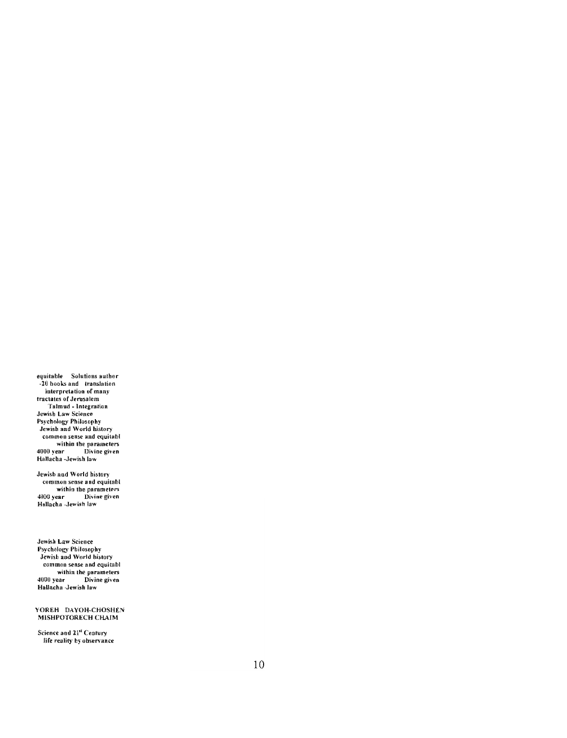equitable Solutions author
-20 books and translation
interpretation of many
tractates of Jerusalem
Talmud - Integration
Jewish Law Science
Psychology Philosophy
Jewish and World history
common sense and equitabl
within the parameters
4000 year Divine given
Hallacha -Jewish law

Jewish and World history
common sense and equitabl
within the parameters
4000 year Divine given
Hallacha -Jewish law

Jewish Law Science
Psychology Philosophy
Jewish and World history
common sense and equitabl
within the parameters
4000 year Divine given
Hallacha -Jewish law

YOREH DAYOH-CHOSHEN
MISHPOTORECH CHAIM

Science and 21st Century
life reality by observance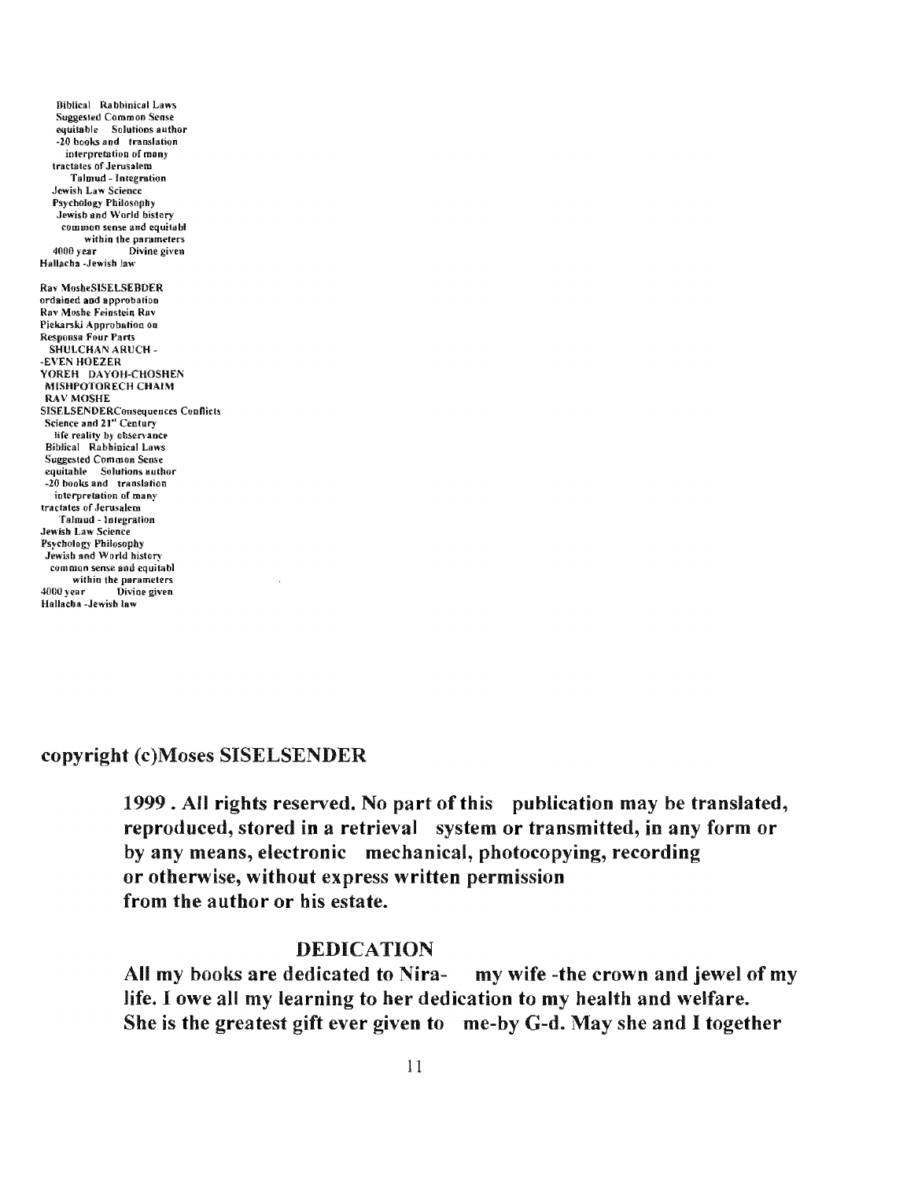Biblical Rabbinical Laws
Suggested Common Sense
equitable Solutions author
-20 books and translation
interpretation of many
tractates of Jerusalem
Talmud - Integration
Jewish Law Science
Psychology Philosophy
Jewish and World history
common sense and equitabl
within the parameters
4000 year Divine given
Hallacha -Jewish law

Rav MosheSISELSEBDER
ordained and approbation
Rav Moshe Feinstein Rav
Piekarski Approbation on
Responsa Four Parts
SHULCHAN ARUCH -
-EVEN HOEZER
YOREH DAYOH-CHOSHEN
MISHPOTORECH CHAIM
RAV MOSHE
SISELSENDERConsequences Conflicts
Science and 21st Century
life reality by observance
Biblical Rabbinical Laws
Suggested Common Sense
equitable Solutions author
-20 books and translation
interpretation of many
tractates of Jerusalem
Talmud - Integration
Jewish Law Science
Psychology Philosophy
Jewish and World history
common sense and equitabl
within the parameters
4000 year Divine given
Hallacha -Jewish law

**copyright (c)Moses SISELSENDER**

**1999 . All rights reserved. No part of this publication may be translated, reproduced, stored in a retrieval system or transmitted, in any form or by any means, electronic mechanical, photocopying, recording or otherwise, without express written permission from the author or his estate.**

## DEDICATION

**All my books are dedicated to Nira- my wife -the crown and jewel of my life. I owe all my learning to her dedication to my health and welfare. She is the greatest gift ever given to me-by G-d. May she and I together**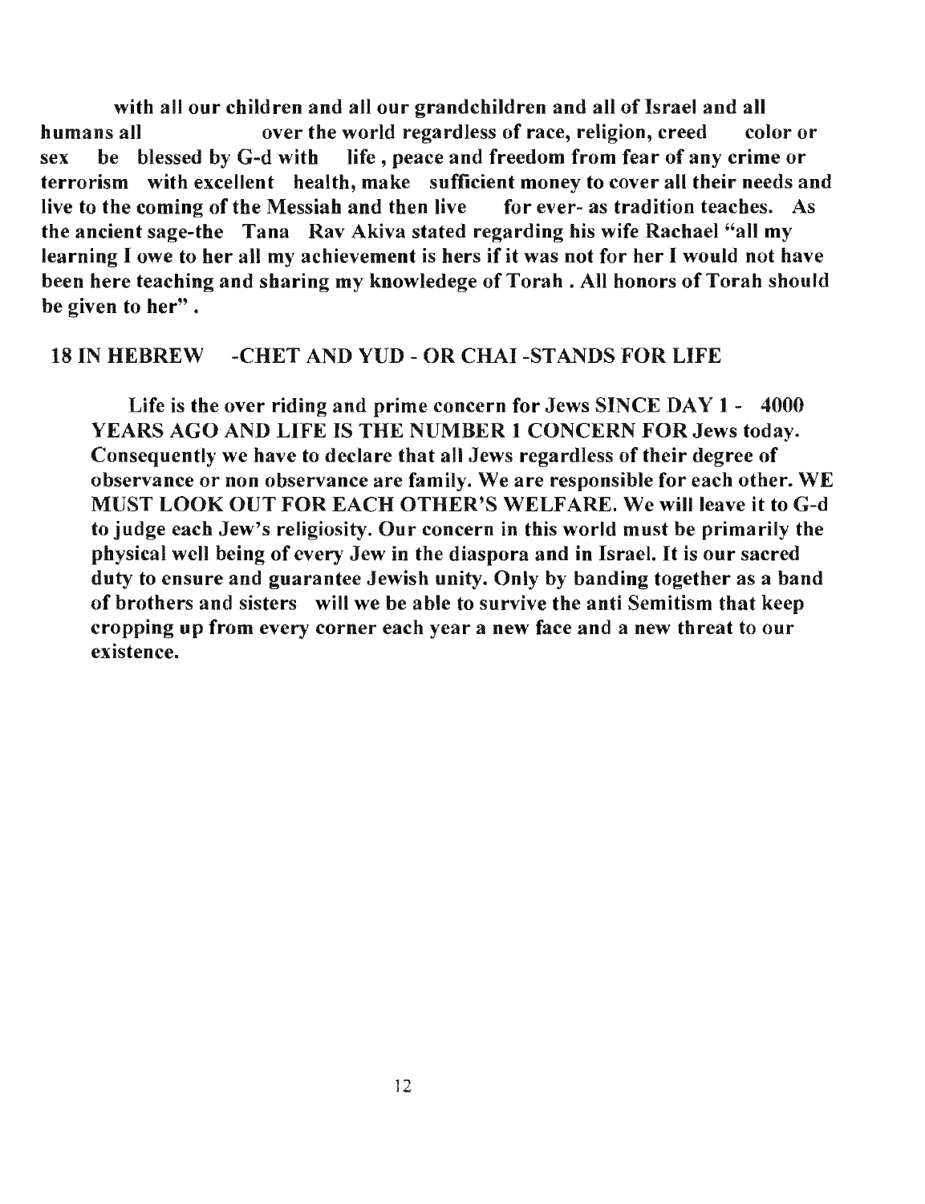with all our children and all our grandchildren and all of Israel and all humans all over the world regardless of race, religion, creed color or sex be blessed by G-d with life , peace and freedom from fear of any crime or terrorism with excellent health, make sufficient money to cover all their needs and live to the coming of the Messiah and then live for ever- as tradition teaches. As the ancient sage-the Tana Rav Akiva stated regarding his wife Rachael "all my learning I owe to her all my achievement is hers if it was not for her I would not have been here teaching and sharing my knowledege of Torah . All honors of Torah should be given to her" .

## 18 IN HEBREW -CHET AND YUD - OR CHAI -STANDS FOR LIFE

Life is the over riding and prime concern for Jews SINCE DAY 1 - 4000 YEARS AGO AND LIFE IS THE NUMBER 1 CONCERN FOR Jews today. Consequently we have to declare that all Jews regardless of their degree of observance or non observance are family. We are responsible for each other. WE MUST LOOK OUT FOR EACH OTHER'S WELFARE. We will leave it to G-d to judge each Jew's religiosity. Our concern in this world must be primarily the physical well being of every Jew in the diaspora and in Israel. It is our sacred duty to ensure and guarantee Jewish unity. Only by banding together as a band of brothers and sisters will we be able to survive the anti Semitism that keep cropping up from every corner each year a new face and a new threat to our existence.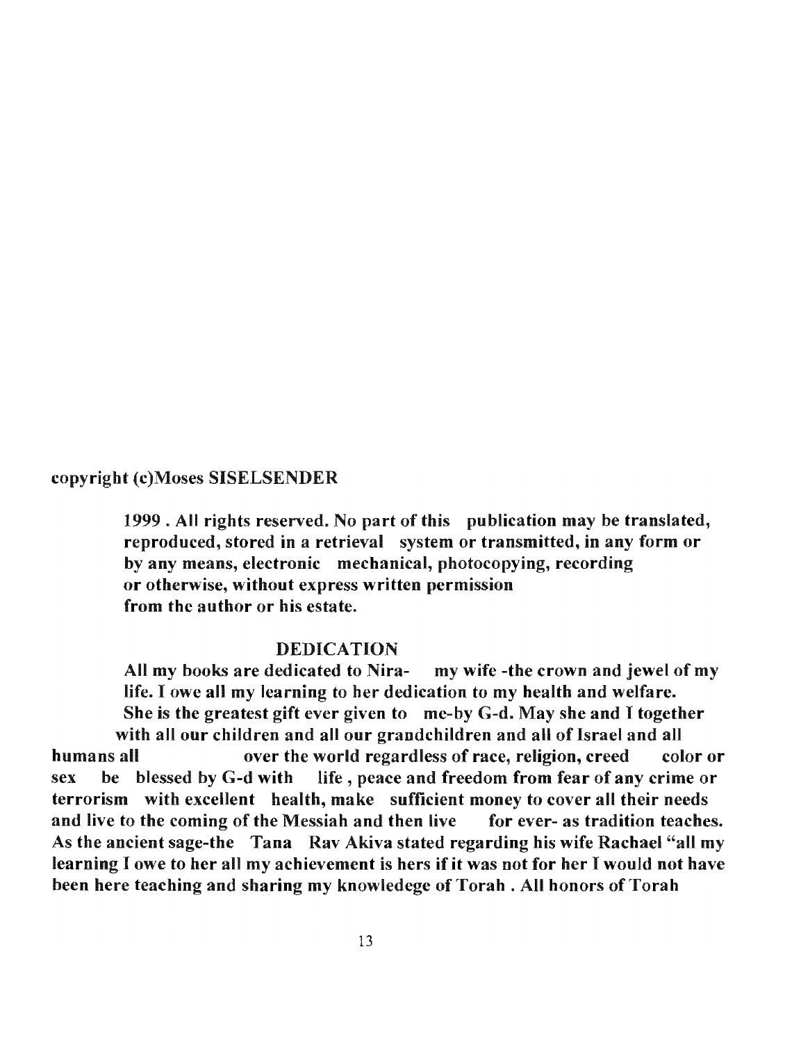**copyright (c)Moses SISELSENDER**

**1999 . All rights reserved. No part of this publication may be translated, reproduced, stored in a retrieval system or transmitted, in any form or by any means, electronic mechanical, photocopying, recording or otherwise, without express written permission from the author or his estate.**

## DEDICATION

**All my books are dedicated to Nira- my wife -the crown and jewel of my life. I owe all my learning to her dedication to my health and welfare. She is the greatest gift ever given to me-by G-d. May she and I together with all our children and all our grandchildren and all of Israel and all humans all over the world regardless of race, religion, creed color or sex be blessed by G-d with life , peace and freedom from fear of any crime or terrorism with excellent health, make sufficient money to cover all their needs and live to the coming of the Messiah and then live for ever- as tradition teaches. As the ancient sage-the Tana Rav Akiva stated regarding his wife Rachael "all my learning I owe to her all my achievement is hers if it was not for her I would not have been here teaching and sharing my knowledege of Torah . All honors of Torah**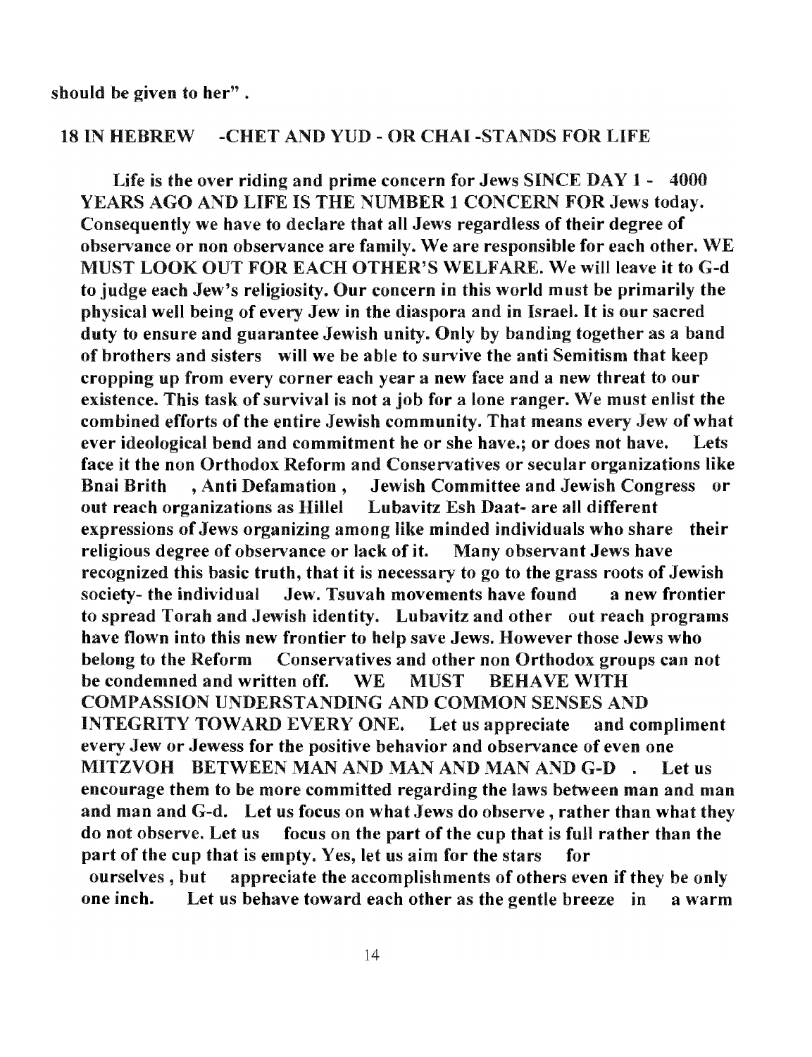**should be given to her" .**

## 18 IN HEBREW -CHET AND YUD - OR CHAI -STANDS FOR LIFE

**Life is the over riding and prime concern for Jews SINCE DAY 1 - 4000 YEARS AGO AND LIFE IS THE NUMBER 1 CONCERN FOR Jews today. Consequently we have to declare that all Jews regardless of their degree of observance or non observance are family. We are responsible for each other. WE MUST LOOK OUT FOR EACH OTHER'S WELFARE. We will leave it to G-d to judge each Jew's religiosity. Our concern in this world must be primarily the physical well being of every Jew in the diaspora and in Israel. It is our sacred duty to ensure and guarantee Jewish unity. Only by banding together as a band of brothers and sisters will we be able to survive the anti Semitism that keep cropping up from every corner each year a new face and a new threat to our existence. This task of survival is not a job for a lone ranger. We must enlist the combined efforts of the entire Jewish community. That means every Jew of what ever ideological bend and commitment he or she have.; or does not have. Lets face it the non Orthodox Reform and Conservatives or secular organizations like Bnai Brith , Anti Defamation , Jewish Committee and Jewish Congress or out reach organizations as Hillel Lubavitz Esh Daat- are all different expressions of Jews organizing among like minded individuals who share their religious degree of observance or lack of it. Many observant Jews have recognized this basic truth, that it is necessary to go to the grass roots of Jewish society- the individual Jew. Tsuvah movements have found a new frontier to spread Torah and Jewish identity. Lubavitz and other out reach programs have flown into this new frontier to help save Jews. However those Jews who belong to the Reform Conservatives and other non Orthodox groups can not be condemned and written off. WE MUST BEHAVE WITH COMPASSION UNDERSTANDING AND COMMON SENSES AND INTEGRITY TOWARD EVERY ONE. Let us appreciate and compliment every Jew or Jewess for the positive behavior and observance of even one MITZVOH BETWEEN MAN AND MAN AND MAN AND G-D . Let us encourage them to be more committed regarding the laws between man and man and man and G-d. Let us focus on what Jews do observe , rather than what they do not observe. Let us focus on the part of the cup that is full rather than the part of the cup that is empty. Yes, let us aim for the stars for ourselves , but appreciate the accomplishments of others even if they be only one inch. Let us behave toward each other as the gentle breeze in a warm**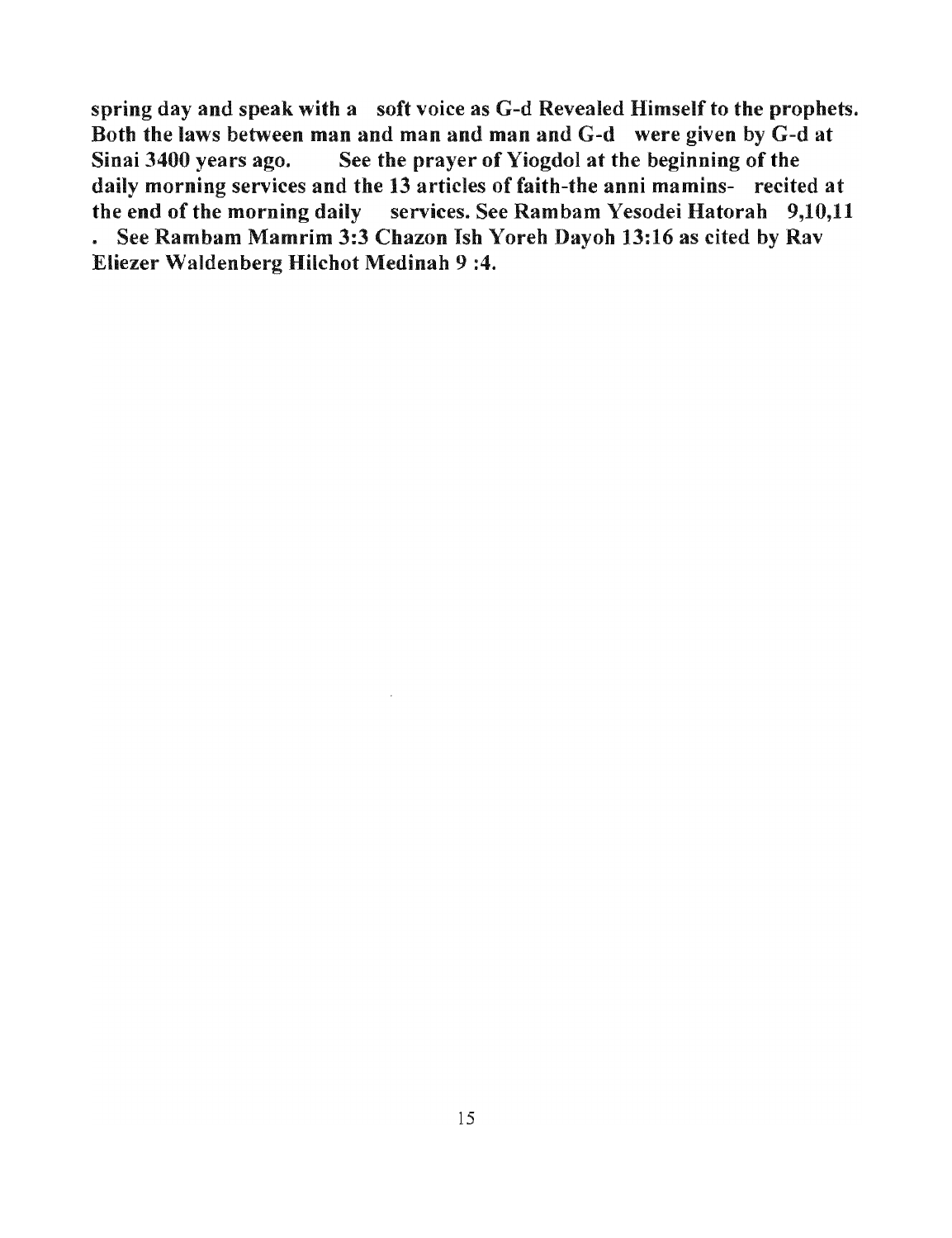**spring day and speak with a soft voice as G-d Revealed Himself to the prophets. Both the laws between man and man and man and G-d were given by G-d at Sinai 3400 years ago. See the prayer of Yiogdol at the beginning of the daily morning services and the 13 articles of faith-the anni mamins- recited at the end of the morning daily services. See Rambam Yesodei Hatorah 9,10,11 . See Rambam Mamrim 3:3 Chazon Ish Yoreh Dayoh 13:16 as cited by Rav Eliezer Waldenberg Hilchot Medinah 9 :4.**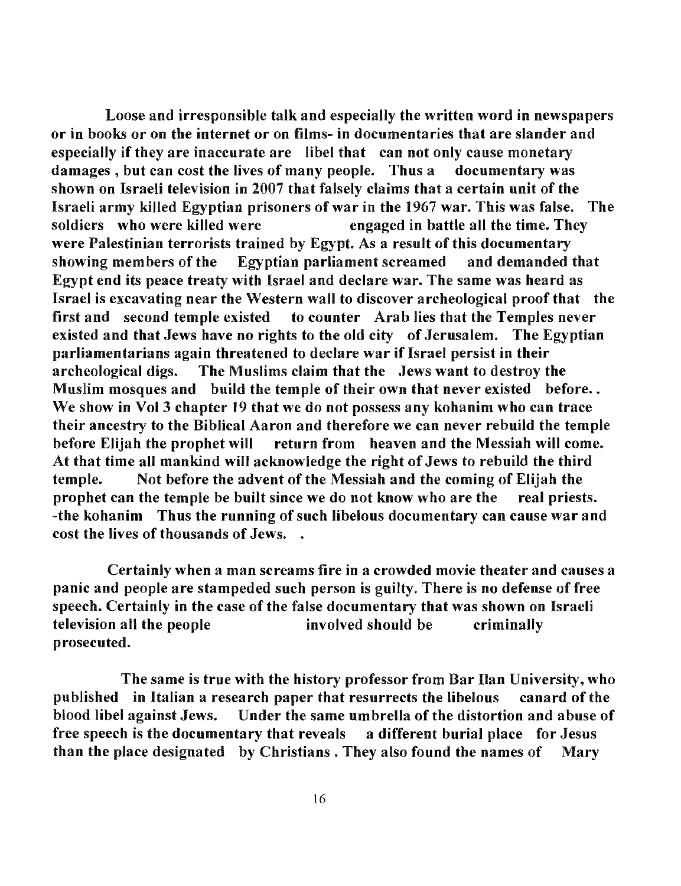**Loose and irresponsible talk and especially the written word in newspapers or in books or on the internet or on films- in documentaries that are slander and especially if they are inaccurate are libel that can not only cause monetary damages , but can cost the lives of many people. Thus a documentary was shown on Israeli television in 2007 that falsely claims that a certain unit of the Israeli army killed Egyptian prisoners of war in the 1967 war. This was false. The soldiers who were killed were engaged in battle all the time. They were Palestinian terrorists trained by Egypt. As a result of this documentary showing members of the Egyptian parliament screamed and demanded that Egypt end its peace treaty with Israel and declare war. The same was heard as Israel is excavating near the Western wall to discover archeological proof that the first and second temple existed to counter Arab lies that the Temples never existed and that Jews have no rights to the old city of Jerusalem. The Egyptian parliamentarians again threatened to declare war if Israel persist in their archeological digs. The Muslims claim that the Jews want to destroy the Muslim mosques and build the temple of their own that never existed before.. We show in Vol 3 chapter 19 that we do not possess any kohanim who can trace their ancestry to the Biblical Aaron and therefore we can never rebuild the temple before Elijah the prophet will return from heaven and the Messiah will come. At that time all mankind will acknowledge the right of Jews to rebuild the third temple. Not before the advent of the Messiah and the coming of Elijah the prophet can the temple be built since we do not know who are the real priests. -the kohanim Thus the running of such libelous documentary can cause war and cost the lives of thousands of Jews. .**

**Certainly when a man screams fire in a crowded movie theater and causes a panic and people are stampeded such person is guilty. There is no defense of free speech. Certainly in the case of the false documentary that was shown on Israeli television all the people involved should be criminally prosecuted.**

**The same is true with the history professor from Bar Ilan University, who published in Italian a research paper that resurrects the libelous canard of the blood libel against Jews. Under the same umbrella of the distortion and abuse of free speech is the documentary that reveals a different burial place for Jesus than the place designated by Christians . They also found the names of Mary**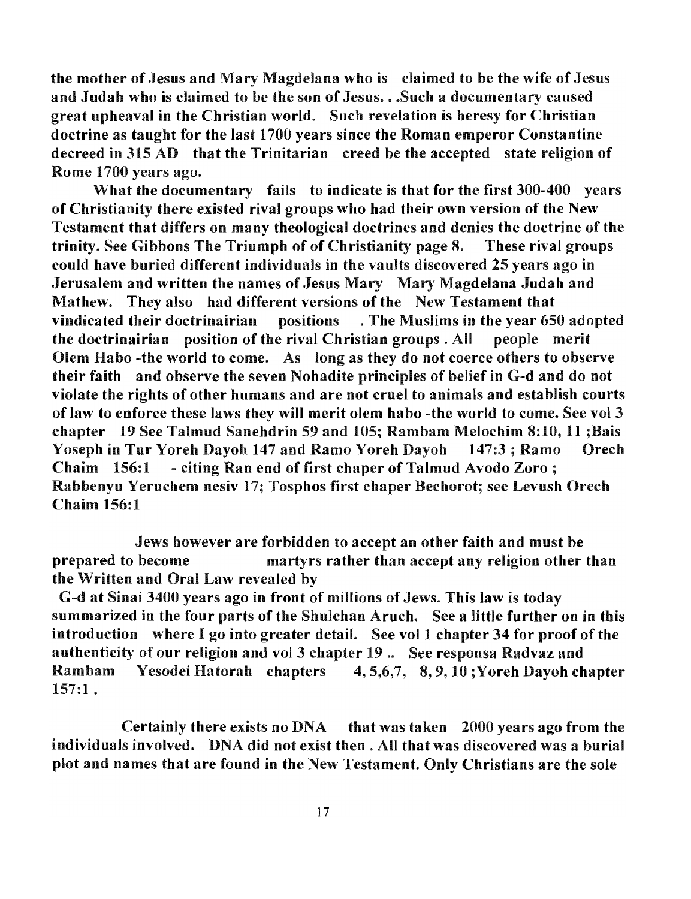**the mother of Jesus and Mary Magdelana who is claimed to be the wife of Jesus and Judah who is claimed to be the son of Jesus. . .Such a documentary caused great upheaval in the Christian world. Such revelation is heresy for Christian doctrine as taught for the last 1700 years since the Roman emperor Constantine decreed in 315 AD that the Trinitarian creed be the accepted state religion of Rome 1700 years ago.**

**What the documentary fails to indicate is that for the first 300-400 years of Christianity there existed rival groups who had their own version of the New Testament that differs on many theological doctrines and denies the doctrine of the trinity. See Gibbons The Triumph of of Christianity page 8. These rival groups could have buried different individuals in the vaults discovered 25 years ago in Jerusalem and written the names of Jesus Mary Mary Magdelana Judah and Mathew. They also had different versions of the New Testament that vindicated their doctrinairian positions . The Muslims in the year 650 adopted the doctrinairian position of the rival Christian groups . All people merit Olem Habo -the world to come. As long as they do not coerce others to observe their faith and observe the seven Nohadite principles of belief in G-d and do not violate the rights of other humans and are not cruel to animals and establish courts of law to enforce these laws they will merit olem habo -the world to come. See vol 3 chapter 19 See Talmud Sanehdrin 59 and 105; Rambam Melochim 8:10, 11 ;Bais Yoseph in Tur Yoreh Dayoh 147 and Ramo Yoreh Dayoh 147:3 ; Ramo Orech Chaim 156:1 - citing Ran end of first chaper of Talmud Avodo Zoro ; Rabbenyu Yeruchem nesiv 17; Tosphos first chaper Bechorot; see Levush Orech Chaim 156:1**

**Jews however are forbidden to accept an other faith and must be prepared to become martyrs rather than accept any religion other than the Written and Oral Law revealed by G-d at Sinai 3400 years ago in front of millions of Jews. This law is today summarized in the four parts of the Shulchan Aruch. See a little further on in this introduction where I go into greater detail. See vol 1 chapter 34 for proof of the authenticity of our religion and vol 3 chapter 19 .. See responsa Radvaz and Rambam Yesodei Hatorah chapters 4, 5,6,7, 8, 9, 10 ;Yoreh Dayoh chapter 157:1 .**

**Certainly there exists no DNA that was taken 2000 years ago from the individuals involved. DNA did not exist then . All that was discovered was a burial plot and names that are found in the New Testament. Only Christians are the sole**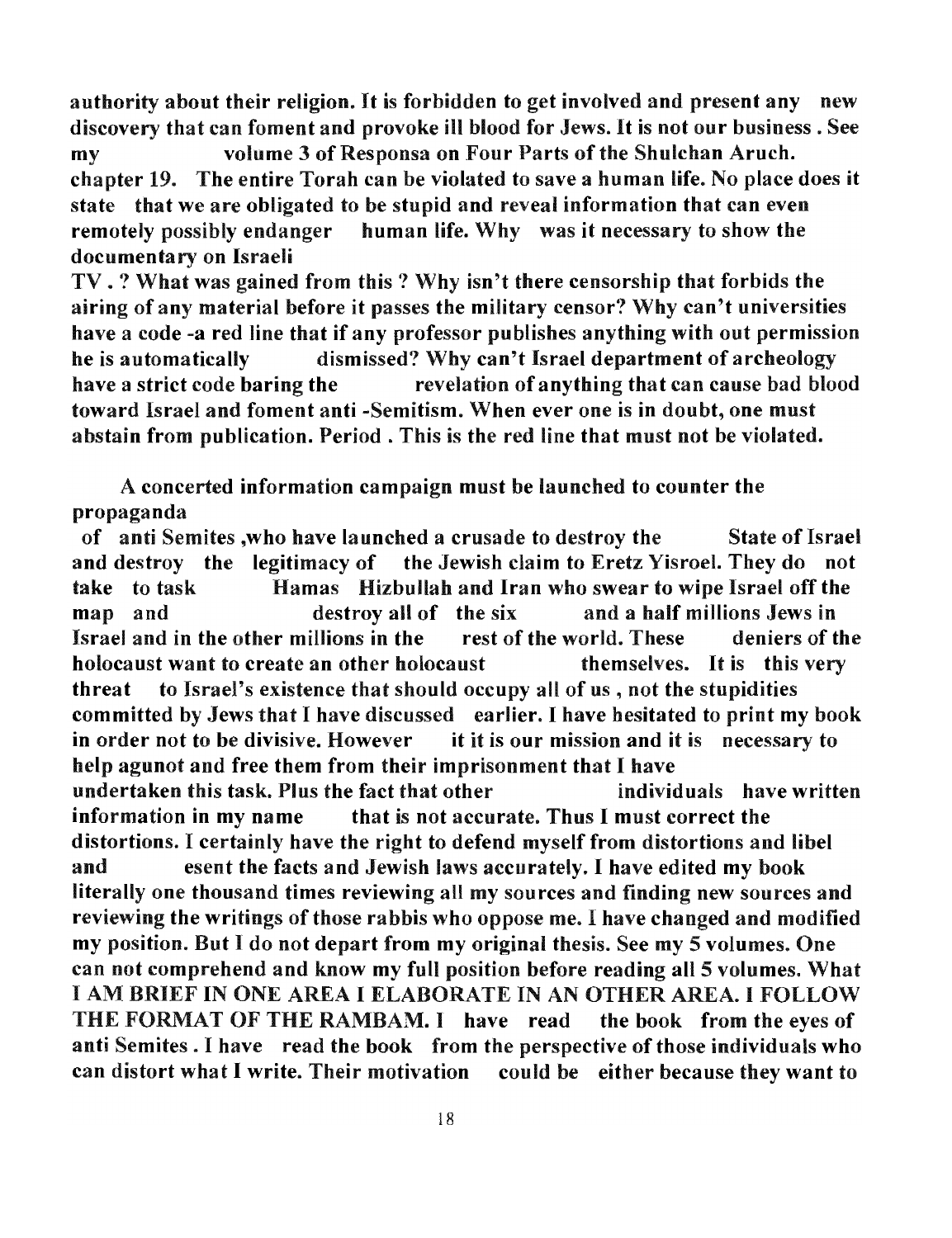**authority about their religion. It is forbidden to get involved and present any new discovery that can foment and provoke ill blood for Jews. It is not our business . See my volume 3 of Responsa on Four Parts of the Shulchan Aruch. chapter 19. The entire Torah can be violated to save a human life. No place does it state that we are obligated to be stupid and reveal information that can even remotely possibly endanger human life. Why was it necessary to show the documentary on Israeli TV . ? What was gained from this ? Why isn't there censorship that forbids the airing of any material before it passes the military censor? Why can't universities have a code -a red line that if any professor publishes anything with out permission he is automatically dismissed? Why can't Israel department of archeology have a strict code baring the revelation of anything that can cause bad blood toward Israel and foment anti -Semitism. When ever one is in doubt, one must abstain from publication. Period . This is the red line that must not be violated.**

**A concerted information campaign must be launched to counter the propaganda of anti Semites ,who have launched a crusade to destroy the State of Israel and destroy the legitimacy of the Jewish claim to Eretz Yisroel. They do not take to task Hamas Hizbullah and Iran who swear to wipe Israel off the map and destroy all of the six and a half millions Jews in Israel and in the other millions in the rest of the world. These deniers of the holocaust want to create an other holocaust themselves. It is this very threat to Israel's existence that should occupy all of us , not the stupidities committed by Jews that I have discussed earlier. I have hesitated to print my book in order not to be divisive. However it it is our mission and it is necessary to help agunot and free them from their imprisonment that I have undertaken this task. Plus the fact that other individuals have written information in my name that is not accurate. Thus I must correct the distortions. I certainly have the right to defend myself from distortions and libel and esent the facts and Jewish laws accurately. I have edited my book literally one thousand times reviewing all my sources and finding new sources and reviewing the writings of those rabbis who oppose me. I have changed and modified my position. But I do not depart from my original thesis. See my 5 volumes. One can not comprehend and know my full position before reading all 5 volumes. What I AM BRIEF IN ONE AREA I ELABORATE IN AN OTHER AREA. I FOLLOW THE FORMAT OF THE RAMBAM. I have read the book from the eyes of anti Semites . I have read the book from the perspective of those individuals who can distort what I write. Their motivation could be either because they want to**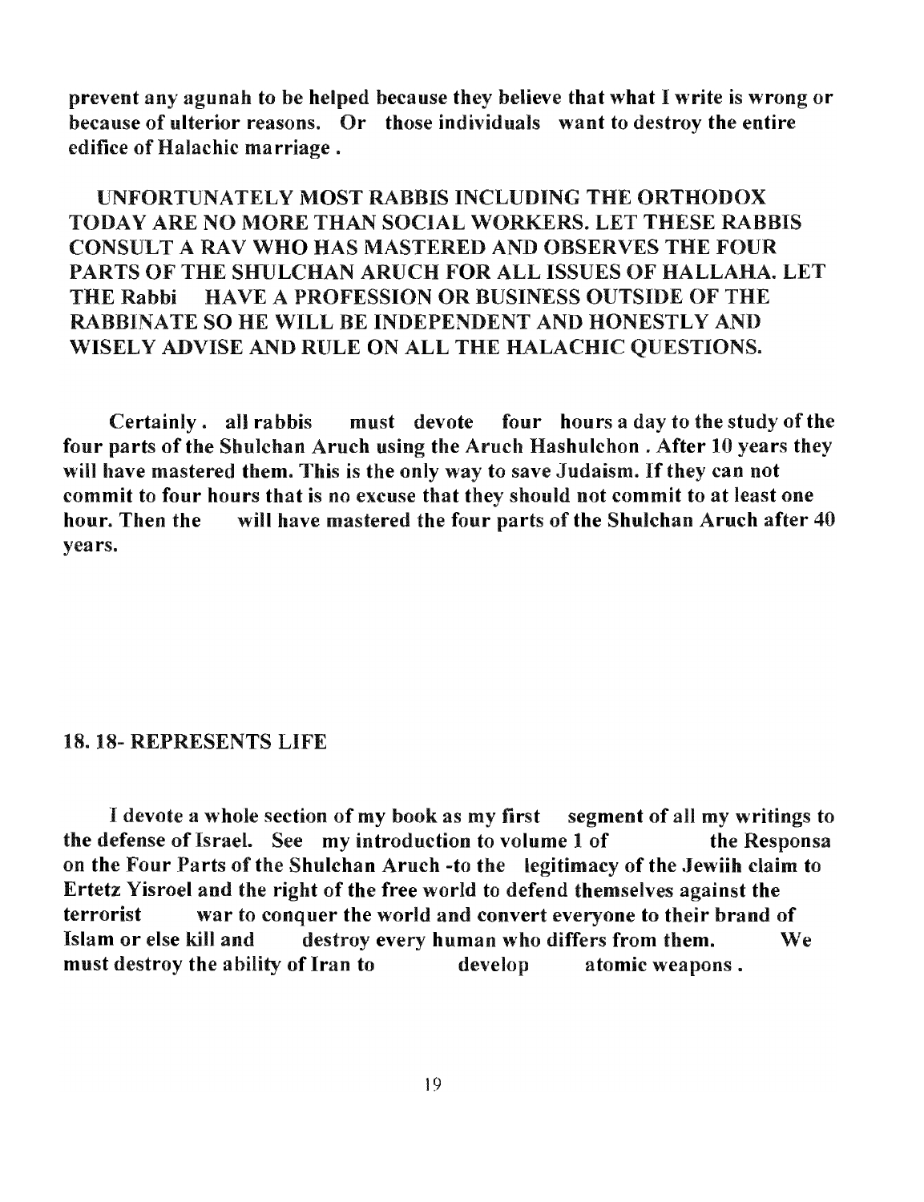**prevent any agunah to be helped because they believe that what I write is wrong or because of ulterior reasons. Or those individuals want to destroy the entire edifice of Halachic marriage .**

**UNFORTUNATELY MOST RABBIS INCLUDING THE ORTHODOX TODAY ARE NO MORE THAN SOCIAL WORKERS. LET THESE RABBIS CONSULT A RAV WHO HAS MASTERED AND OBSERVES THE FOUR PARTS OF THE SHULCHAN ARUCH FOR ALL ISSUES OF HALLAHA. LET THE Rabbi HAVE A PROFESSION OR BUSINESS OUTSIDE OF THE RABBINATE SO HE WILL BE INDEPENDENT AND HONESTLY AND WISELY ADVISE AND RULE ON ALL THE HALACHIC QUESTIONS.**

**Certainly . all rabbis must devote four hours a day to the study of the four parts of the Shulchan Aruch using the Aruch Hashulchon . After 10 years they will have mastered them. This is the only way to save Judaism. If they can not commit to four hours that is no excuse that they should not commit to at least one hour. Then the will have mastered the four parts of the Shulchan Aruch after 40 years.**

## 18. 18- REPRESENTS LIFE

**I devote a whole section of my book as my first segment of all my writings to the defense of Israel. See my introduction to volume 1 of the Responsa on the Four Parts of the Shulchan Aruch -to the legitimacy of the Jewiih claim to Ertetz Yisroel and the right of the free world to defend themselves against the terrorist war to conquer the world and convert everyone to their brand of Islam or else kill and destroy every human who differs from them. We must destroy the ability of Iran to develop atomic weapons .**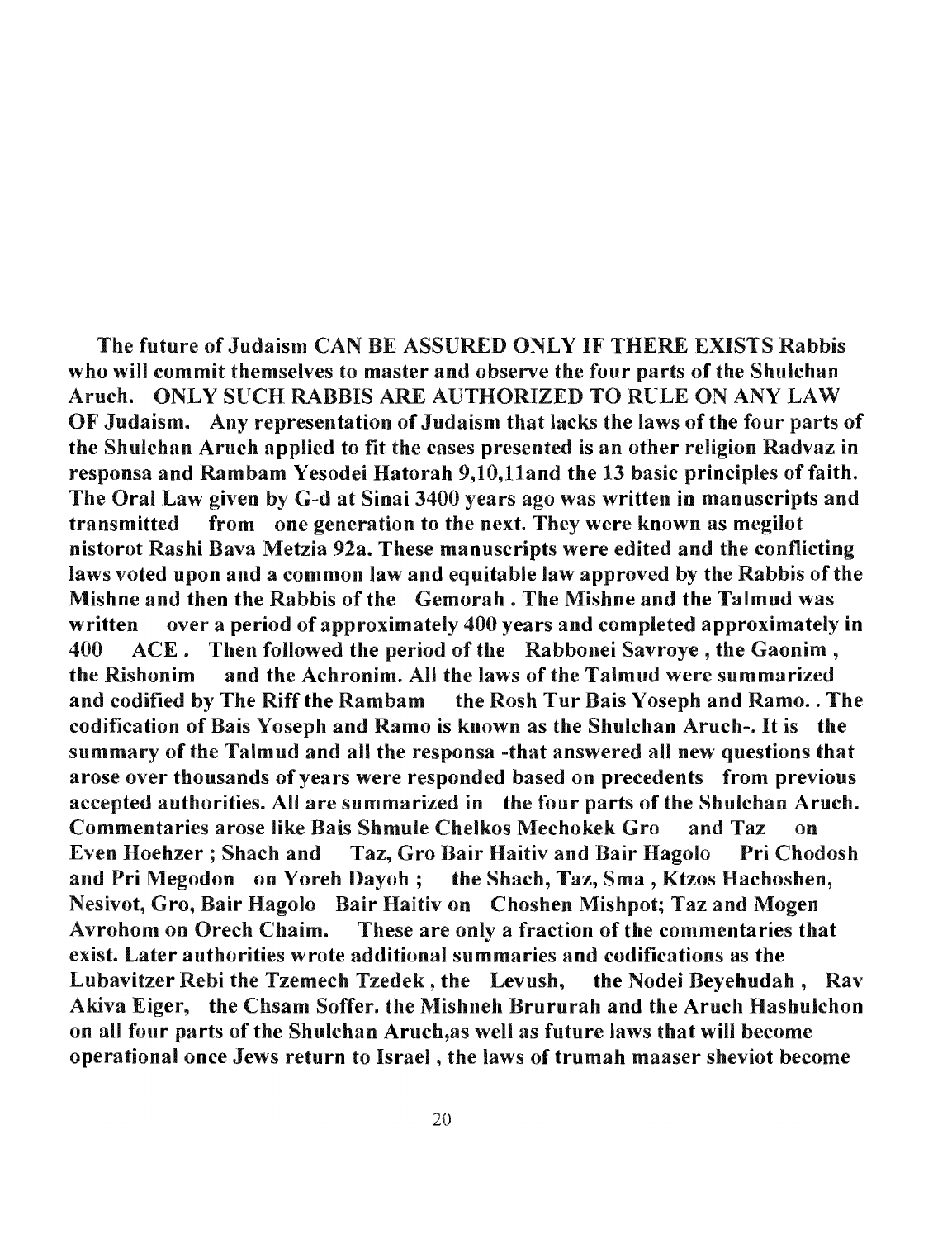**The future of Judaism CAN BE ASSURED ONLY IF THERE EXISTS Rabbis who will commit themselves to master and observe the four parts of the Shulchan Aruch. ONLY SUCH RABBIS ARE AUTHORIZED TO RULE ON ANY LAW OF Judaism. Any representation of Judaism that lacks the laws of the four parts of the Shulchan Aruch applied to fit the cases presented is an other religion Radvaz in responsa and Rambam Yesodei Hatorah 9,10,11and the 13 basic principles of faith. The Oral Law given by G-d at Sinai 3400 years ago was written in manuscripts and transmitted from one generation to the next. They were known as megilot nistorot Rashi Bava Metzia 92a. These manuscripts were edited and the conflicting laws voted upon and a common law and equitable law approved by the Rabbis of the Mishne and then the Rabbis of the Gemorah . The Mishne and the Talmud was written over a period of approximately 400 years and completed approximately in 400 ACE . Then followed the period of the Rabbonei Savroye , the Gaonim , the Rishonim and the Achronim. All the laws of the Talmud were summarized and codified by The Riff the Rambam the Rosh Tur Bais Yoseph and Ramo. . The codification of Bais Yoseph and Ramo is known as the Shulchan Aruch-. It is the summary of the Talmud and all the responsa -that answered all new questions that arose over thousands of years were responded based on precedents from previous accepted authorities. All are summarized in the four parts of the Shulchan Aruch. Commentaries arose like Bais Shmule Chelkos Mechokek Gro and Taz on Even Hoehzer ; Shach and Taz, Gro Bair Haitiv and Bair Hagolo Pri Chodosh and Pri Megodon on Yoreh Dayoh ; the Shach, Taz, Sma , Ktzos Hachoshen, Nesivot, Gro, Bair Hagolo Bair Haitiv on Choshen Mishpot; Taz and Mogen Avrohom on Orech Chaim. These are only a fraction of the commentaries that exist. Later authorities wrote additional summaries and codifications as the Lubavitzer Rebi the Tzemech Tzedek , the Levush, the Nodei Beyehudah , Rav Akiva Eiger, the Chsam Soffer. the Mishneh Brururah and the Aruch Hashulchon on all four parts of the Shulchan Aruch,as well as future laws that will become operational once Jews return to Israel , the laws of trumah maaser sheviot become**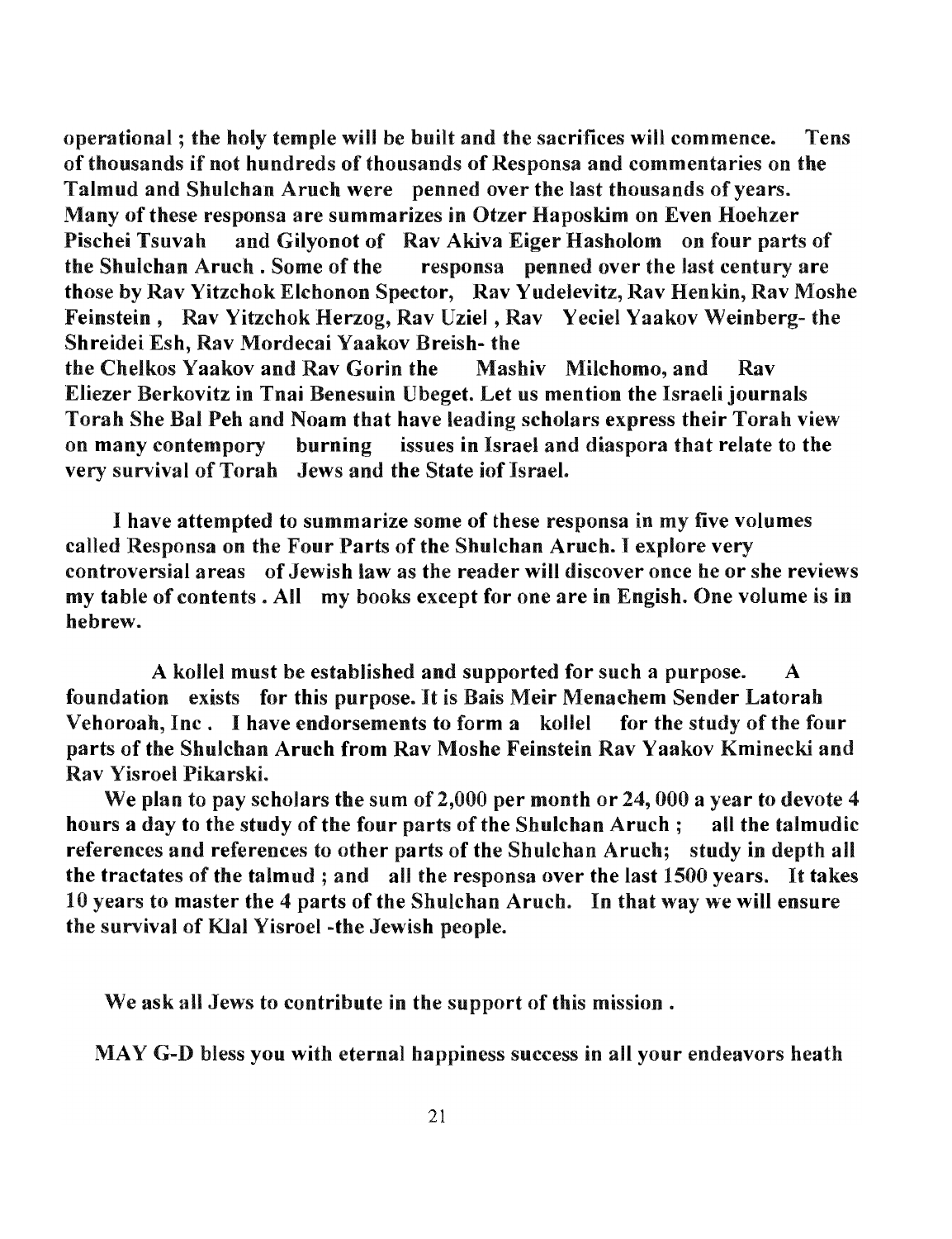**operational ; the holy temple will be built and the sacrifices will commence. Tens of thousands if not hundreds of thousands of Responsa and commentaries on the Talmud and Shulchan Aruch were penned over the last thousands of years. Many of these responsa are summarizes in Otzer Haposkim on Even Hoehzer Pischei Tsuvah and Gilyonot of Rav Akiva Eiger Hasholom on four parts of the Shulchan Aruch . Some of the responsa penned over the last century are those by Rav Yitzchok Elchonon Spector, Rav Yudelevitz, Rav Henkin, Rav Moshe Feinstein , Rav Yitzchok Herzog, Rav Uziel , Rav Yeciel Yaakov Weinberg- the Shreidei Esh, Rav Mordecai Yaakov Breish- the the Chelkos Yaakov and Rav Gorin the Mashiv Milchomo, and Rav Eliezer Berkovitz in Tnai Benesuin Ubeget. Let us mention the Israeli journals Torah She Bal Peh and Noam that have leading scholars express their Torah view on many contempory burning issues in Israel and diaspora that relate to the very survival of Torah Jews and the State iof Israel.**

**I have attempted to summarize some of these responsa in my five volumes called Responsa on the Four Parts of the Shulchan Aruch. I explore very controversial areas of Jewish law as the reader will discover once he or she reviews my table of contents . All my books except for one are in Engish. One volume is in hebrew.**

**A kollel must be established and supported for such a purpose. A foundation exists for this purpose. It is Bais Meir Menachem Sender Latorah Vehoroah, Inc . I have endorsements to form a kollel for the study of the four parts of the Shulchan Aruch from Rav Moshe Feinstein Rav Yaakov Kminecki and Rav Yisroel Pikarski.**

**We plan to pay scholars the sum of 2,000 per month or 24, 000 a year to devote 4 hours a day to the study of the four parts of the Shulchan Aruch ; all the talmudic references and references to other parts of the Shulchan Aruch; study in depth all the tractates of the talmud ; and all the responsa over the last 1500 years. It takes 10 years to master the 4 parts of the Shulchan Aruch. In that way we will ensure the survival of Klal Yisroel -the Jewish people.**

We ask all Jews to contribute in the support of this mission .

MAY G-D bless you with eternal happiness success in all your endeavors heath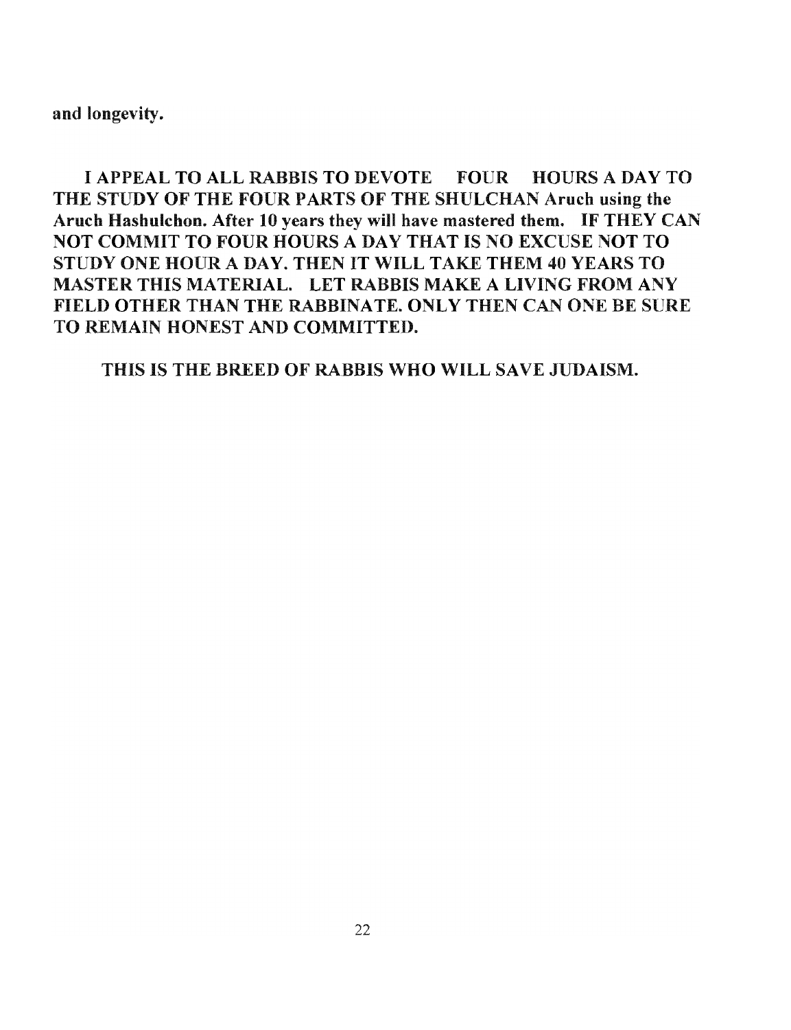**and longevity.**

**I APPEAL TO ALL RABBIS TO DEVOTE FOUR HOURS A DAY TO THE STUDY OF THE FOUR PARTS OF THE SHULCHAN Aruch using the Aruch Hashulchon. After 10 years they will have mastered them. IF THEY CAN NOT COMMIT TO FOUR HOURS A DAY THAT IS NO EXCUSE NOT TO STUDY ONE HOUR A DAY. THEN IT WILL TAKE THEM 40 YEARS TO MASTER THIS MATERIAL. LET RABBIS MAKE A LIVING FROM ANY FIELD OTHER THAN THE RABBINATE. ONLY THEN CAN ONE BE SURE TO REMAIN HONEST AND COMMITTED.**

**THIS IS THE BREED OF RABBIS WHO WILL SAVE JUDAISM.**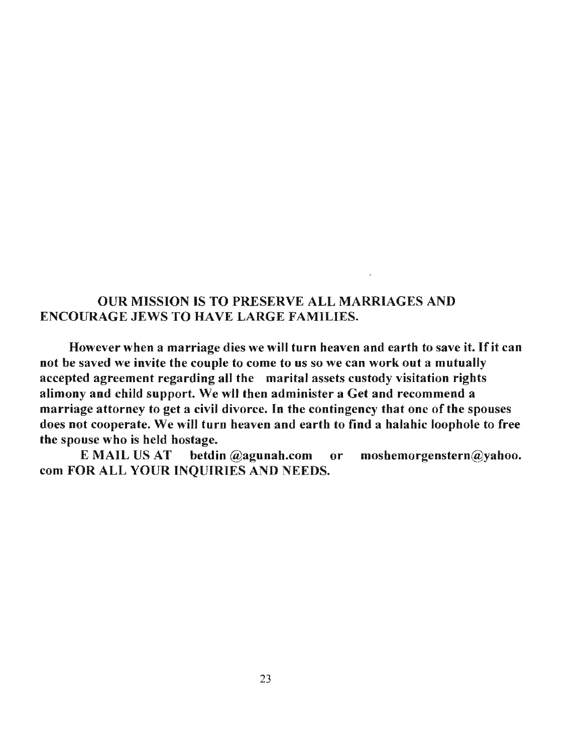**OUR MISSION IS TO PRESERVE ALL MARRIAGES AND ENCOURAGE JEWS TO HAVE LARGE FAMILIES.**

**However when a marriage dies we will turn heaven and earth to save it. If it can not be saved we invite the couple to come to us so we can work out a mutually accepted agreement regarding all the marital assets custody visitation rights alimony and child support. We wll then administer a Get and recommend a marriage attorney to get a civil divorce. In the contingency that one of the spouses does not cooperate. We will turn heaven and earth to find a halahic loophole to free the spouse who is held hostage.**

**E MAIL US AT betdin @agunah.com or moshemorgenstern@yahoo.com FOR ALL YOUR INQUIRIES AND NEEDS.**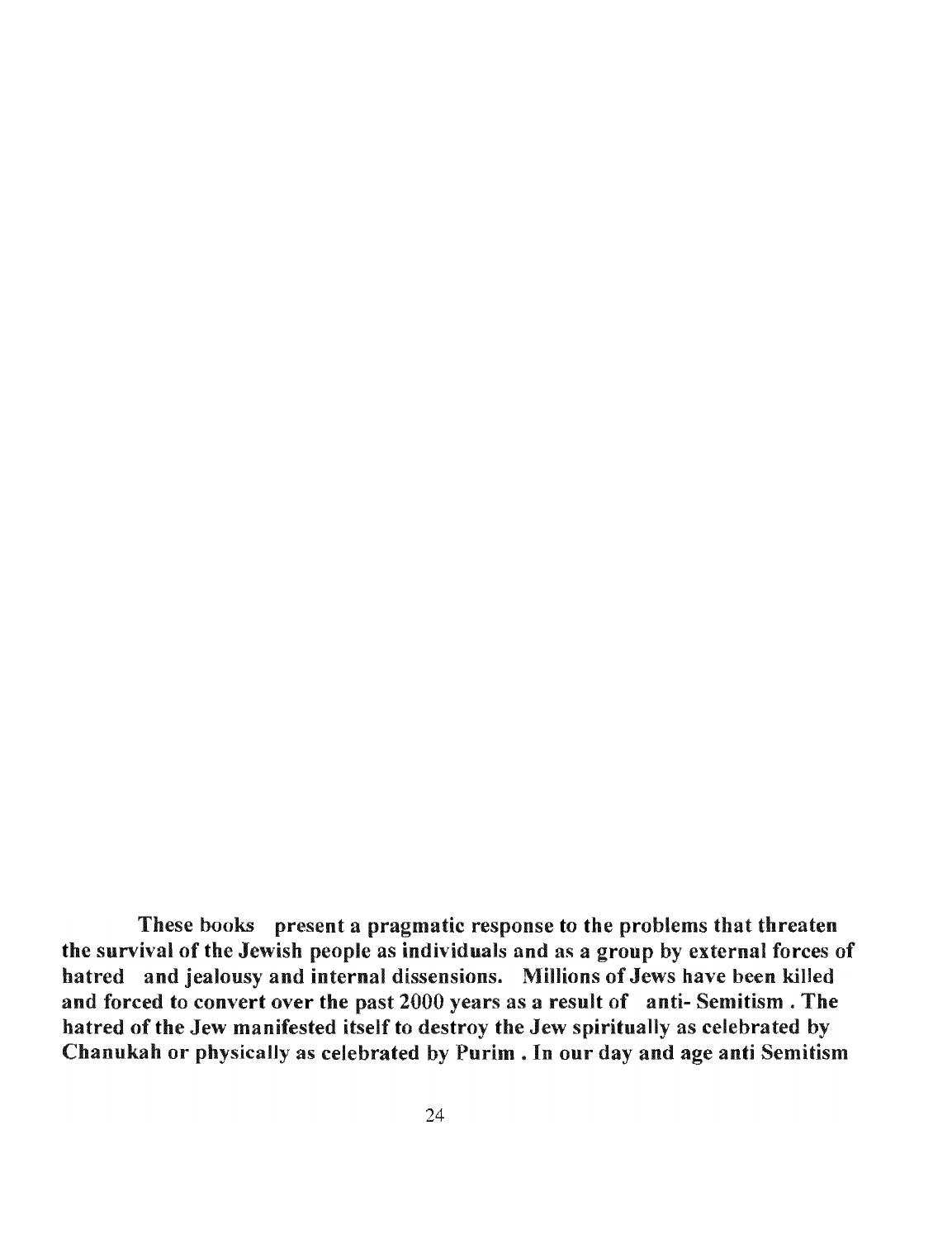**These books present a pragmatic response to the problems that threaten the survival of the Jewish people as individuals and as a group by external forces of hatred and jealousy and internal dissensions. Millions of Jews have been killed and forced to convert over the past 2000 years as a result of anti- Semitism . The hatred of the Jew manifested itself to destroy the Jew spiritually as celebrated by Chanukah or physically as celebrated by Purim . In our day and age anti Semitism**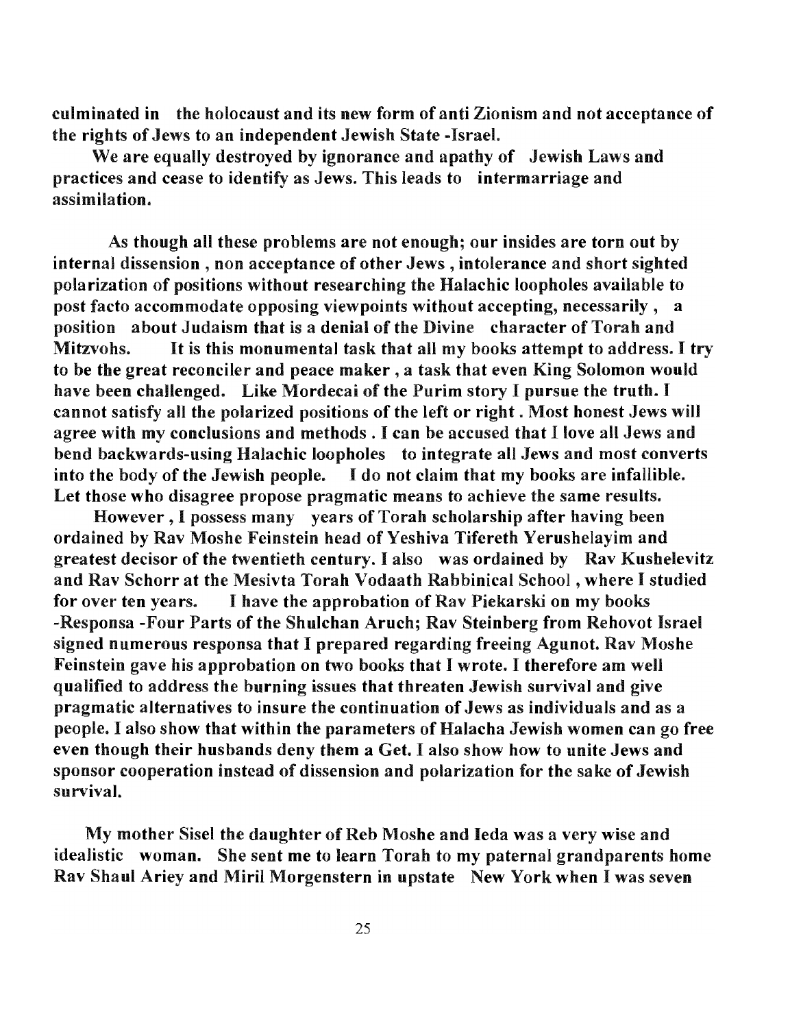**culminated in the holocaust and its new form of anti Zionism and not acceptance of the rights of Jews to an independent Jewish State -Israel.**

**We are equally destroyed by ignorance and apathy of Jewish Laws and practices and cease to identify as Jews. This leads to intermarriage and assimilation.**

**As though all these problems are not enough; our insides are torn out by internal dissension , non acceptance of other Jews , intolerance and short sighted polarization of positions without researching the Halachic loopholes available to post facto accommodate opposing viewpoints without accepting, necessarily , a position about Judaism that is a denial of the Divine character of Torah and Mitzvohs. It is this monumental task that all my books attempt to address. I try to be the great reconciler and peace maker , a task that even King Solomon would have been challenged. Like Mordecai of the Purim story I pursue the truth. I cannot satisfy all the polarized positions of the left or right . Most honest Jews will agree with my conclusions and methods . I can be accused that I love all Jews and bend backwards-using Halachic loopholes to integrate all Jews and most converts into the body of the Jewish people. I do not claim that my books are infallible. Let those who disagree propose pragmatic means to achieve the same results.**

**However , I possess many years of Torah scholarship after having been ordained by Rav Moshe Feinstein head of Yeshiva Tifereth Yerushelayim and greatest decisor of the twentieth century. I also was ordained by Rav Kushelevitz and Rav Schorr at the Mesivta Torah Vodaath Rabbinical School , where I studied for over ten years. I have the approbation of Rav Piekarski on my books -Responsa -Four Parts of the Shulchan Aruch; Rav Steinberg from Rehovot Israel signed numerous responsa that I prepared regarding freeing Agunot. Rav Moshe Feinstein gave his approbation on two books that I wrote. I therefore am well qualified to address the burning issues that threaten Jewish survival and give pragmatic alternatives to insure the continuation of Jews as individuals and as a people. I also show that within the parameters of Halacha Jewish women can go free even though their husbands deny them a Get. I also show how to unite Jews and sponsor cooperation instead of dissension and polarization for the sake of Jewish survival.**

**My mother Sisel the daughter of Reb Moshe and Ieda was a very wise and idealistic woman. She sent me to learn Torah to my paternal grandparents home Rav Shaul Ariey and Miril Morgenstern in upstate New York when I was seven**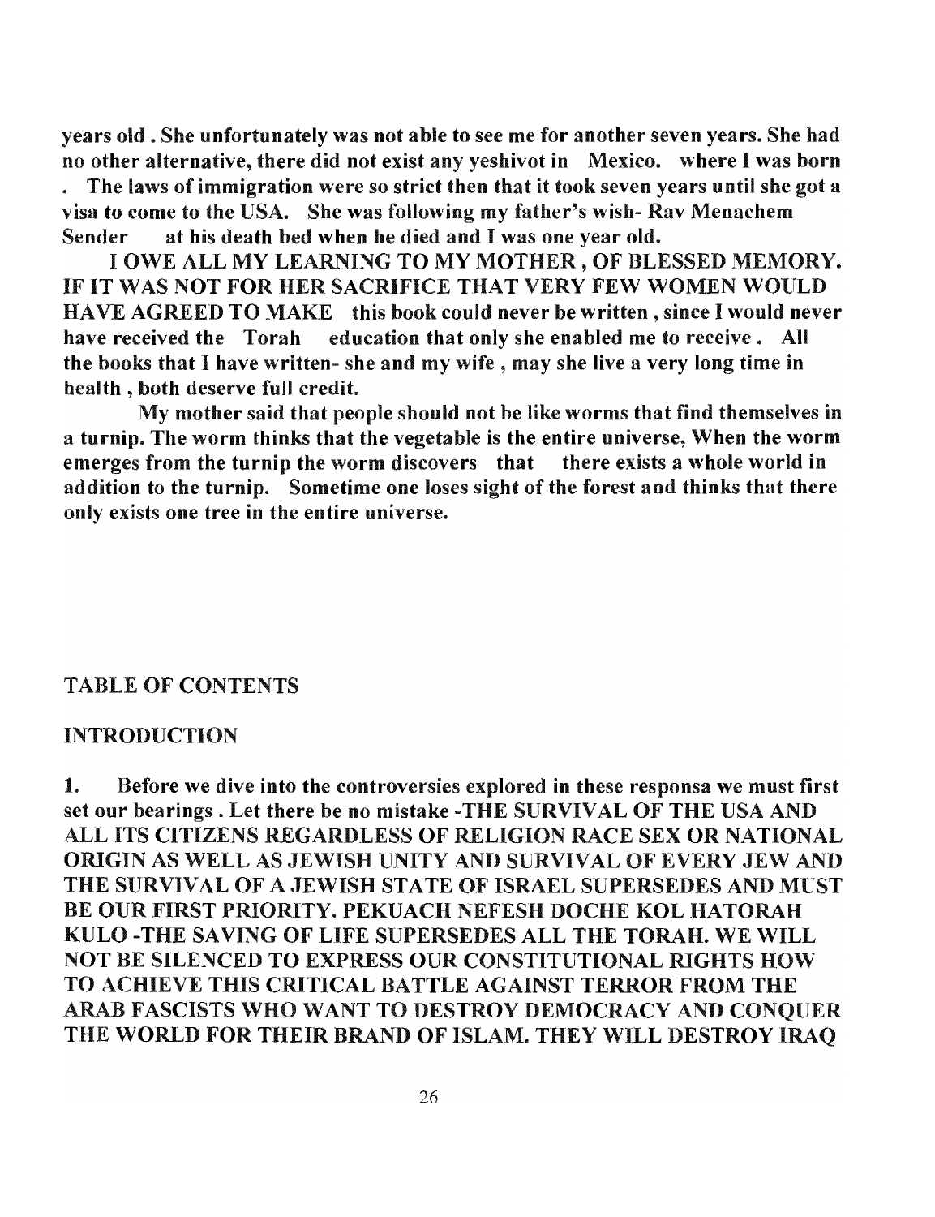**years old . She unfortunately was not able to see me for another seven years. She had no other alternative, there did not exist any yeshivot in Mexico. where I was born . The laws of immigration were so strict then that it took seven years until she got a visa to come to the USA. She was following my father's wish- Rav Menachem Sender at his death bed when he died and I was one year old.**

**I OWE ALL MY LEARNING TO MY MOTHER , OF BLESSED MEMORY. IF IT WAS NOT FOR HER SACRIFICE THAT VERY FEW WOMEN WOULD HAVE AGREED TO MAKE this book could never be written , since I would never have received the Torah education that only she enabled me to receive . All the books that I have written- she and my wife , may she live a very long time in health , both deserve full credit.**

**My mother said that people should not be like worms that find themselves in a turnip. The worm thinks that the vegetable is the entire universe, When the worm emerges from the turnip the worm discovers that there exists a whole world in addition to the turnip. Sometime one loses sight of the forest and thinks that there only exists one tree in the entire universe.**

## TABLE OF CONTENTS

## INTRODUCTION

**1. Before we dive into the controversies explored in these responsa we must first set our bearings . Let there be no mistake -THE SURVIVAL OF THE USA AND ALL ITS CITIZENS REGARDLESS OF RELIGION RACE SEX OR NATIONAL ORIGIN AS WELL AS JEWISH UNITY AND SURVIVAL OF EVERY JEW AND THE SURVIVAL OF A JEWISH STATE OF ISRAEL SUPERSEDES AND MUST BE OUR FIRST PRIORITY. PEKUACH NEFESH DOCHE KOL HATORAH KULO -THE SAVING OF LIFE SUPERSEDES ALL THE TORAH. WE WILL NOT BE SILENCED TO EXPRESS OUR CONSTITUTIONAL RIGHTS HOW TO ACHIEVE THIS CRITICAL BATTLE AGAINST TERROR FROM THE ARAB FASCISTS WHO WANT TO DESTROY DEMOCRACY AND CONQUER THE WORLD FOR THEIR BRAND OF ISLAM. THEY WILL DESTROY IRAQ**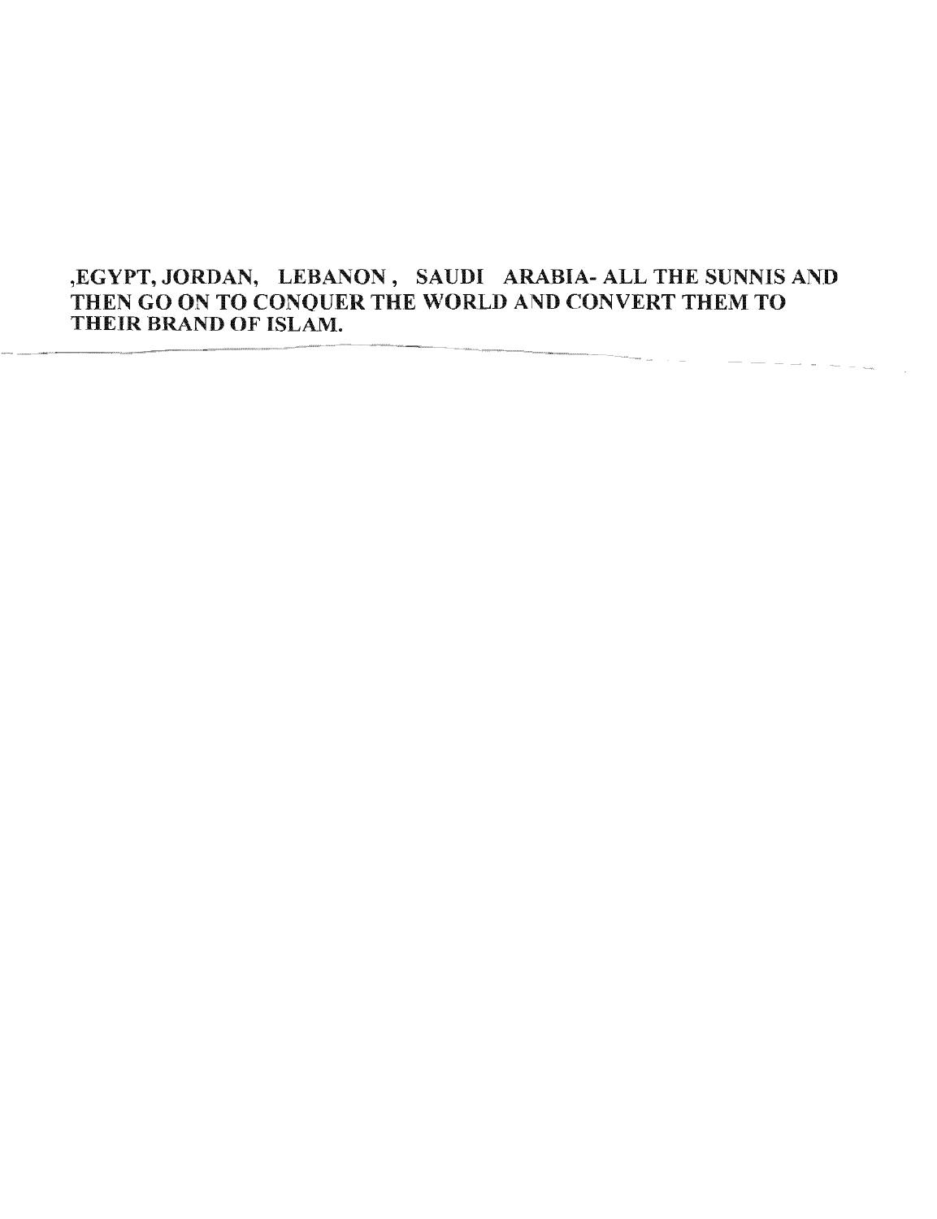,EGYPT, JORDAN, LEBANON , SAUDI ARABIA- ALL THE SUNNIS AND THEN GO ON TO CONQUER THE WORLD AND CONVERT THEM TO THEIR BRAND OF ISLAM.